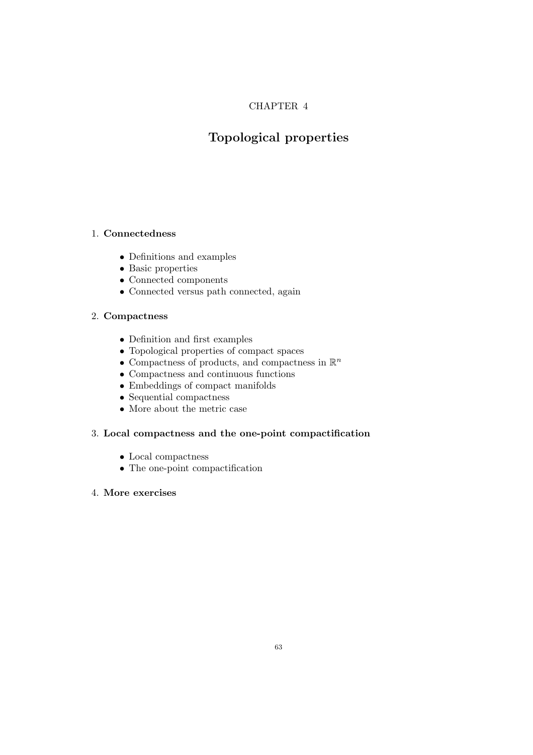CHAPTER 4

# Topological properties

1. **Connectedness**

   - Definitions and examples
   - Basic properties
   - Connected components
   - Connected versus path connected, again

2. **Compactness**

   - Definition and first examples
   - Topological properties of compact spaces
   - Compactness of products, and compactness in $\mathbb{R}^n$
   - Compactness and continuous functions
   - Embeddings of compact manifolds
   - Sequential compactness
   - More about the metric case

3. **Local compactness and the one-point compactification**

   - Local compactness
   - The one-point compactification

4. **More exercises**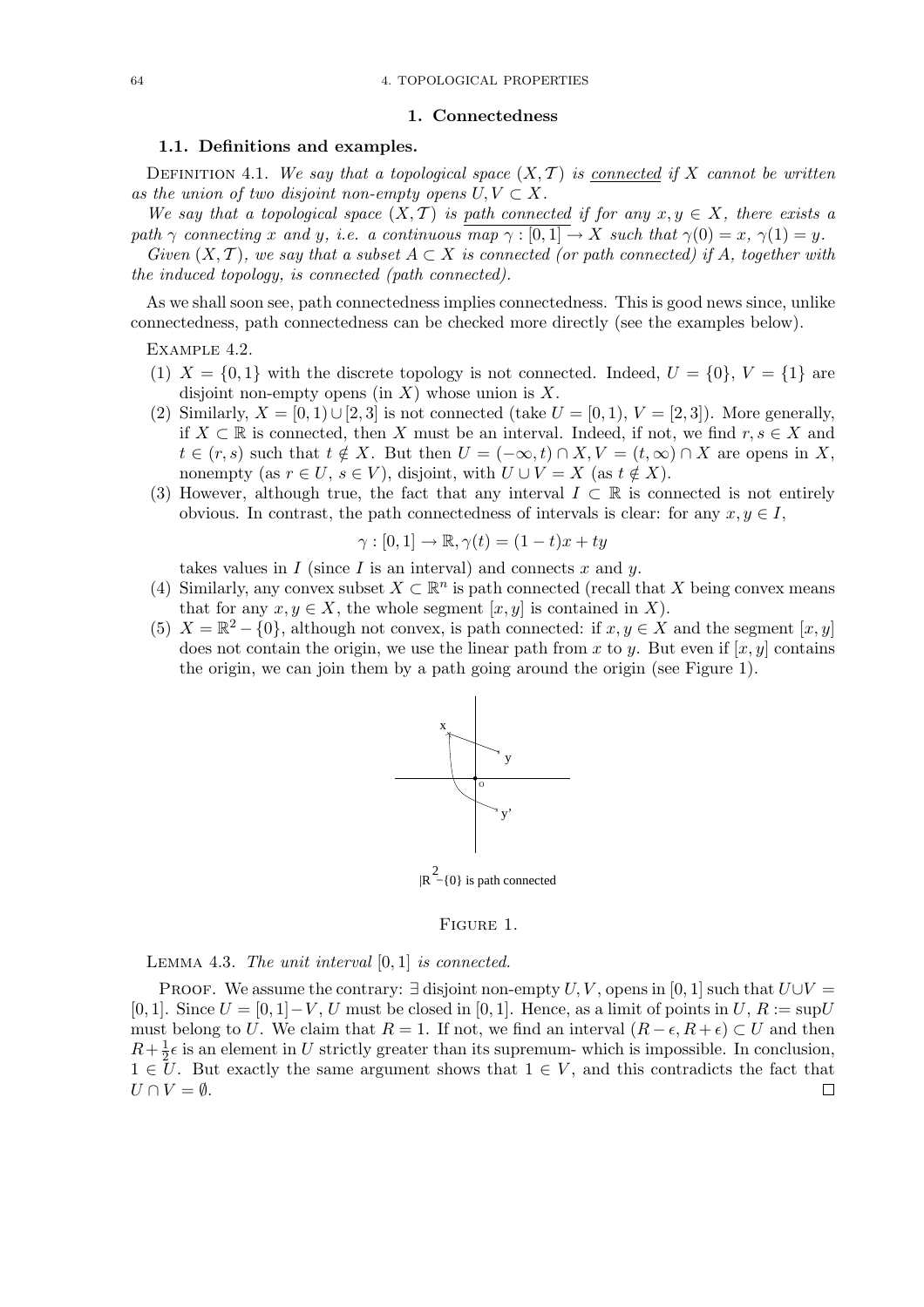## 1. Connectedness

### 1.1. Definitions and examples.

Definition 4.1. *We say that a topological space $(X, \mathcal{T})$ is* <u>connected</u> *if $X$ cannot be written as the union of two disjoint non-empty opens $U, V \subset X$.*

*We say that a topological space $(X, \mathcal{T})$ is* <u>path connected</u> *if for any $x, y \in X$, there exists a path $\gamma$ connecting $x$ and $y$, i.e. a continuous map $\gamma : [0,1] \to X$ such that $\gamma(0) = x$, $\gamma(1) = y$.*

*Given $(X, \mathcal{T})$, we say that a subset $A \subset X$ is connected (or path connected) if $A$, together with the induced topology, is connected (path connected).*

As we shall soon see, path connectedness implies connectedness. This is good news since, unlike connectedness, path connectedness can be checked more directly (see the examples below).

Example 4.2.

1. $X = \{0, 1\}$ with the discrete topology is not connected. Indeed, $U = \{0\}$, $V = \{1\}$ are disjoint non-empty opens (in $X$) whose union is $X$.
2. Similarly, $X = [0, 1) \cup [2, 3]$ is not connected (take $U = [0, 1)$, $V = [2, 3]$). More generally, if $X \subset \mathbb{R}$ is connected, then $X$ must be an interval. Indeed, if not, we find $r, s \in X$ and $t \in (r, s)$ such that $t \notin X$. But then $U = (-\infty, t) \cap X, V = (t, \infty) \cap X$ are opens in $X$, nonempty (as $r \in U$, $s \in V$), disjoint, with $U \cup V = X$ (as $t \notin X$).
3. However, although true, the fact that any interval $I \subset \mathbb{R}$ is connected is not entirely obvious. In contrast, the path connectedness of intervals is clear: for any $x, y \in I$,
$$\gamma : [0,1] \to \mathbb{R}, \gamma(t) = (1-t)x + ty$$
takes values in $I$ (since $I$ is an interval) and connects $x$ and $y$.
4. Similarly, any convex subset $X \subset \mathbb{R}^n$ is path connected (recall that $X$ being convex means that for any $x, y \in X$, the whole segment $[x, y]$ is contained in $X$).
5. $X = \mathbb{R}^2 - \{0\}$, although not convex, is path connected: if $x, y \in X$ and the segment $[x, y]$ does not contain the origin, we use the linear path from $x$ to $y$. But even if $[x, y]$ contains the origin, we can join them by a path going around the origin (see Figure 1).

$\mathbb{R}^2 - \{0\}$ is path connected

Figure 1.

Lemma 4.3. *The unit interval $[0, 1]$ is connected.*

Proof. We assume the contrary: $\exists$ disjoint non-empty $U, V$, opens in $[0, 1]$ such that $U \cup V = [0, 1]$. Since $U = [0, 1] - V$, $U$ must be closed in $[0, 1]$. Hence, as a limit of points in $U$, $R := \sup U$ must belong to $U$. We claim that $R = 1$. If not, we find an interval $(R - \epsilon, R + \epsilon) \subset U$ and then $R + \frac{1}{2}\epsilon$ is an element in $U$ strictly greater than its supremum- which is impossible. In conclusion, $1 \in U$. But exactly the same argument shows that $1 \in V$, and this contradicts the fact that $U \cap V = \emptyset$. $\square$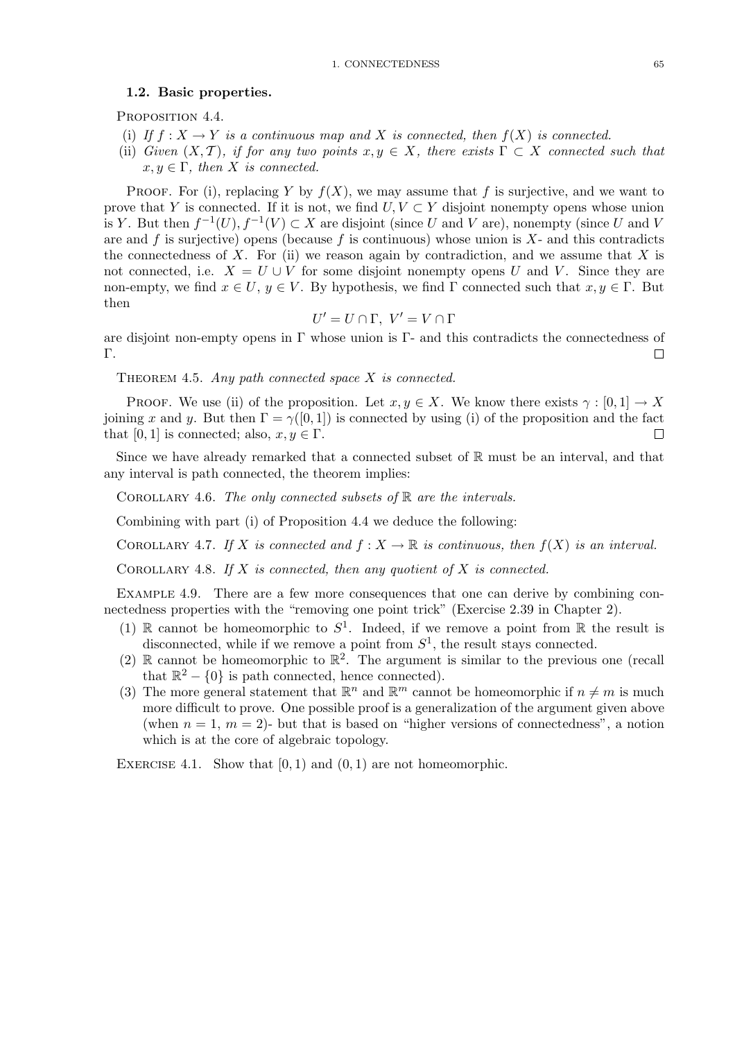### 1.2. Basic properties.

Proposition 4.4.

(i) *If $f : X \to Y$ is a continuous map and $X$ is connected, then $f(X)$ is connected.*
(ii) *Given $(X, \mathcal{T})$, if for any two points $x, y \in X$, there exists $\Gamma \subset X$ connected such that $x, y \in \Gamma$, then $X$ is connected.*

Proof. For (i), replacing $Y$ by $f(X)$, we may assume that $f$ is surjective, and we want to prove that $Y$ is connected. If it is not, we find $U, V \subset Y$ disjoint nonempty opens whose union is $Y$. But then $f^{-1}(U), f^{-1}(V) \subset X$ are disjoint (since $U$ and $V$ are), nonempty (since $U$ and $V$ are and $f$ is surjective) opens (because $f$ is continuous) whose union is $X$- and this contradicts the connectedness of $X$. For (ii) we reason again by contradiction, and we assume that $X$ is not connected, i.e. $X = U \cup V$ for some disjoint nonempty opens $U$ and $V$. Since they are non-empty, we find $x \in U$, $y \in V$. By hypothesis, we find $\Gamma$ connected such that $x, y \in \Gamma$. But then

$$U' = U \cap \Gamma, \ V' = V \cap \Gamma$$

are disjoint non-empty opens in $\Gamma$ whose union is $\Gamma$- and this contradicts the connectedness of $\Gamma$. □

Theorem 4.5. *Any path connected space $X$ is connected.*

Proof. We use (ii) of the proposition. Let $x, y \in X$. We know there exists $\gamma : [0, 1] \to X$ joining $x$ and $y$. But then $\Gamma = \gamma([0, 1])$ is connected by using (i) of the proposition and the fact that $[0, 1]$ is connected; also, $x, y \in \Gamma$. □

Since we have already remarked that a connected subset of $\mathbb{R}$ must be an interval, and that any interval is path connected, the theorem implies:

Corollary 4.6. *The only connected subsets of $\mathbb{R}$ are the intervals.*

Combining with part (i) of Proposition 4.4 we deduce the following:

Corollary 4.7. *If $X$ is connected and $f : X \to \mathbb{R}$ is continuous, then $f(X)$ is an interval.*

Corollary 4.8. *If $X$ is connected, then any quotient of $X$ is connected.*

Example 4.9. There are a few more consequences that one can derive by combining connectedness properties with the "removing one point trick" (Exercise 2.39 in Chapter 2).

(1) $\mathbb{R}$ cannot be homeomorphic to $S^1$. Indeed, if we remove a point from $\mathbb{R}$ the result is disconnected, while if we remove a point from $S^1$, the result stays connected.
(2) $\mathbb{R}$ cannot be homeomorphic to $\mathbb{R}^2$. The argument is similar to the previous one (recall that $\mathbb{R}^2 - \{0\}$ is path connected, hence connected).
(3) The more general statement that $\mathbb{R}^n$ and $\mathbb{R}^m$ cannot be homeomorphic if $n \neq m$ is much more difficult to prove. One possible proof is a generalization of the argument given above (when $n = 1$, $m = 2$)- but that is based on "higher versions of connectedness", a notion which is at the core of algebraic topology.

Exercise 4.1. Show that $[0, 1)$ and $(0, 1)$ are not homeomorphic.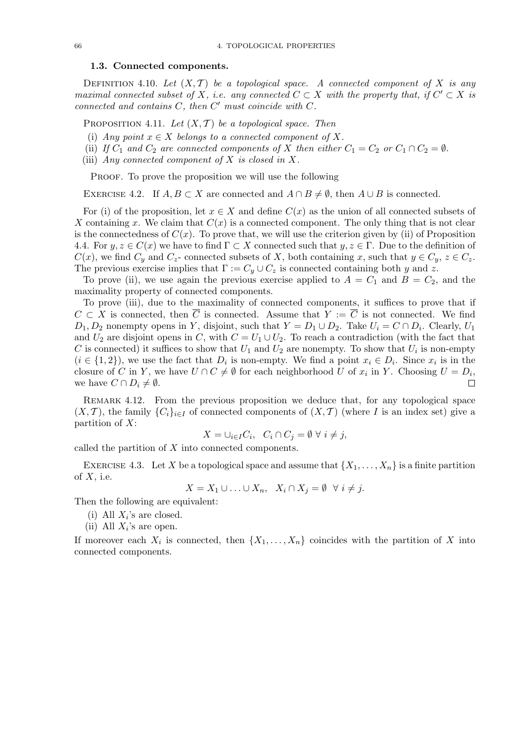### 1.3. Connected components.

Definition 4.10. *Let $(X, \mathcal{T})$ be a topological space. A connected component of $X$ is any maximal connected subset of $X$, i.e. any connected $C \subset X$ with the property that, if $C' \subset X$ is connected and contains $C$, then $C'$ must coincide with $C$.*

Proposition 4.11. *Let $(X, \mathcal{T})$ be a topological space. Then*

(i) *Any point $x \in X$ belongs to a connected component of $X$.*
(ii) *If $C_1$ and $C_2$ are connected components of $X$ then either $C_1 = C_2$ or $C_1 \cap C_2 = \emptyset$.*
(iii) *Any connected component of $X$ is closed in $X$.*

Proof. To prove the proposition we will use the following

Exercise 4.2. If $A, B \subset X$ are connected and $A \cap B \neq \emptyset$, then $A \cup B$ is connected.

For (i) of the proposition, let $x \in X$ and define $C(x)$ as the union of all connected subsets of $X$ containing $x$. We claim that $C(x)$ is a connected component. The only thing that is not clear is the connectedness of $C(x)$. To prove that, we will use the criterion given by (ii) of Proposition 4.4. For $y, z \in C(x)$ we have to find $\Gamma \subset X$ connected such that $y, z \in \Gamma$. Due to the definition of $C(x)$, we find $C_y$ and $C_z$- connected subsets of $X$, both containing $x$, such that $y \in C_y$, $z \in C_z$. The previous exercise implies that $\Gamma := C_y \cup C_z$ is connected containing both $y$ and $z$.

To prove (ii), we use again the previous exercise applied to $A = C_1$ and $B = C_2$, and the maximality property of connected components.

To prove (iii), due to the maximality of connected components, it suffices to prove that if $C \subset X$ is connected, then $\overline{C}$ is connected. Assume that $Y := \overline{C}$ is not connected. We find $D_1, D_2$ nonempty opens in $Y$, disjoint, such that $Y = D_1 \cup D_2$. Take $U_i = C \cap D_i$. Clearly, $U_1$ and $U_2$ are disjoint opens in $C$, with $C = U_1 \cup U_2$. To reach a contradiction (with the fact that $C$ is connected) it suffices to show that $U_1$ and $U_2$ are nonempty. To show that $U_i$ is non-empty ($i \in \{1, 2\}$), we use the fact that $D_i$ is non-empty. We find a point $x_i \in D_i$. Since $x_i$ is in the closure of $C$ in $Y$, we have $U \cap C \neq \emptyset$ for each neighborhood $U$ of $x_i$ in $Y$. Choosing $U = D_i$, we have $C \cap D_i \neq \emptyset$. $\square$

Remark 4.12. From the previous proposition we deduce that, for any topological space $(X, \mathcal{T})$, the family $\{C_i\}_{i \in I}$ of connected components of $(X, \mathcal{T})$ (where $I$ is an index set) give a partition of $X$:

$$X = \cup_{i \in I} C_i, \quad C_i \cap C_j = \emptyset \ \forall \ i \neq j,$$

called the partition of $X$ into connected components.

Exercise 4.3. Let $X$ be a topological space and assume that $\{X_1, \ldots, X_n\}$ is a finite partition of $X$, i.e.

$$X = X_1 \cup \ldots \cup X_n, \quad X_i \cap X_j = \emptyset \ \ \forall \ i \neq j.$$

Then the following are equivalent:

(i) All $X_i$'s are closed.
(ii) All $X_i$'s are open.

If moreover each $X_i$ is connected, then $\{X_1, \ldots, X_n\}$ coincides with the partition of $X$ into connected components.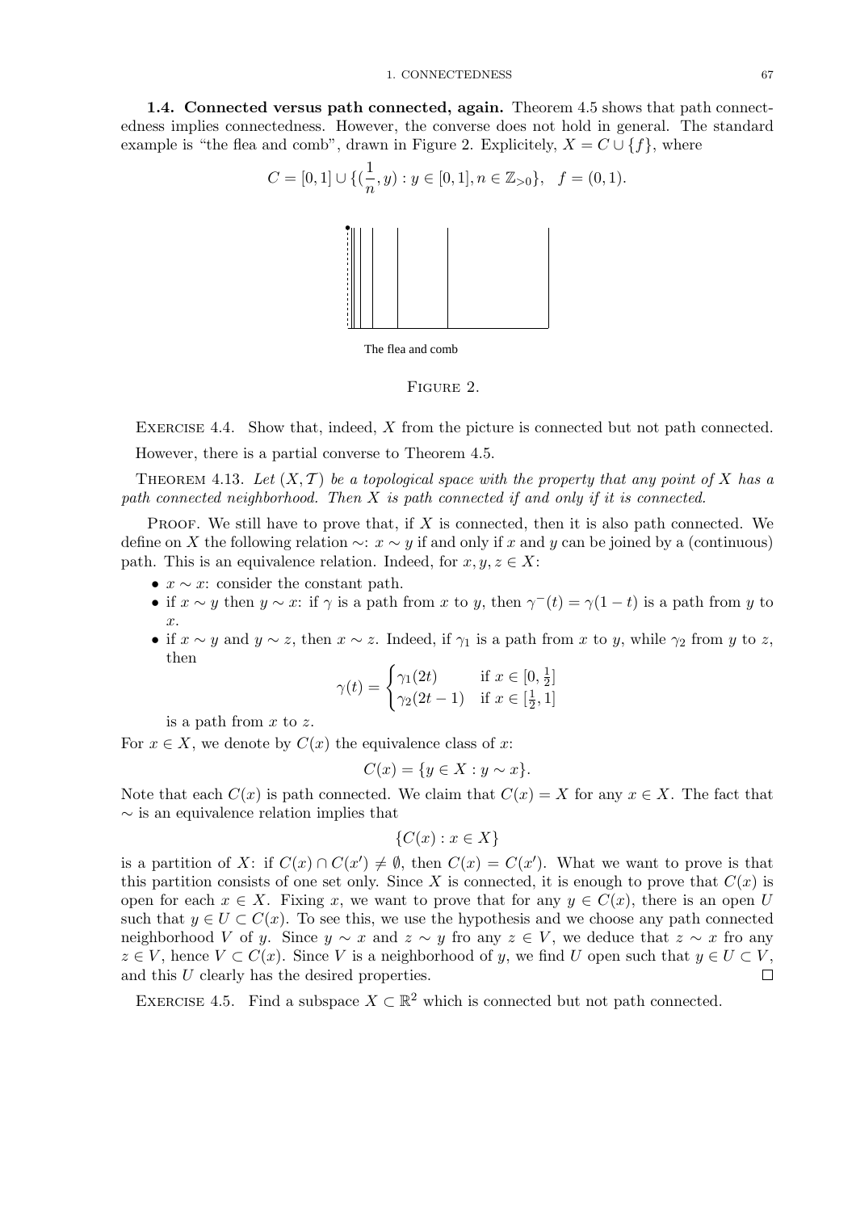**1.4. Connected versus path connected, again.** Theorem 4.5 shows that path connectedness implies connectedness. However, the converse does not hold in general. The standard example is "the flea and comb", drawn in Figure 2. Explicitely, $X = C \cup \{f\}$, where

$$C = [0,1] \cup \{(\frac{1}{n}, y) : y \in [0,1], n \in \mathbb{Z}_{>0}\}, \quad f = (0,1).$$

The flea and comb

FIGURE 2.

EXERCISE 4.4. Show that, indeed, $X$ from the picture is connected but not path connected.

However, there is a partial converse to Theorem 4.5.

THEOREM 4.13. *Let $(X, \mathcal{T})$ be a topological space with the property that any point of $X$ has a path connected neighborhood. Then $X$ is path connected if and only if it is connected.*

PROOF. We still have to prove that, if $X$ is connected, then it is also path connected. We define on $X$ the following relation $\sim$: $x \sim y$ if and only if $x$ and $y$ can be joined by a (continuous) path. This is an equivalence relation. Indeed, for $x, y, z \in X$:

- $x \sim x$: consider the constant path.
- if $x \sim y$ then $y \sim x$: if $\gamma$ is a path from $x$ to $y$, then $\gamma^-(t) = \gamma(1-t)$ is a path from $y$ to $x$.
- if $x \sim y$ and $y \sim z$, then $x \sim z$. Indeed, if $\gamma_1$ is a path from $x$ to $y$, while $\gamma_2$ from $y$ to $z$, then

$$\gamma(t) = \begin{cases} \gamma_1(2t) & \text{if } x \in [0, \frac{1}{2}] \\ \gamma_2(2t-1) & \text{if } x \in [\frac{1}{2}, 1] \end{cases}$$

is a path from $x$ to $z$.

For $x \in X$, we denote by $C(x)$ the equivalence class of $x$:

$$C(x) = \{y \in X : y \sim x\}.$$

Note that each $C(x)$ is path connected. We claim that $C(x) = X$ for any $x \in X$. The fact that $\sim$ is an equivalence relation implies that

$$\{C(x) : x \in X\}$$

is a partition of $X$: if $C(x) \cap C(x') \neq \emptyset$, then $C(x) = C(x')$. What we want to prove is that this partition consists of one set only. Since $X$ is connected, it is enough to prove that $C(x)$ is open for each $x \in X$. Fixing $x$, we want to prove that for any $y \in C(x)$, there is an open $U$ such that $y \in U \subset C(x)$. To see this, we use the hypothesis and we choose any path connected neighborhood $V$ of $y$. Since $y \sim x$ and $z \sim y$ fro any $z \in V$, we deduce that $z \sim x$ fro any $z \in V$, hence $V \subset C(x)$. Since $V$ is a neighborhood of $y$, we find $U$ open such that $y \in U \subset V$, and this $U$ clearly has the desired properties. □

EXERCISE 4.5. Find a subspace $X \subset \mathbb{R}^2$ which is connected but not path connected.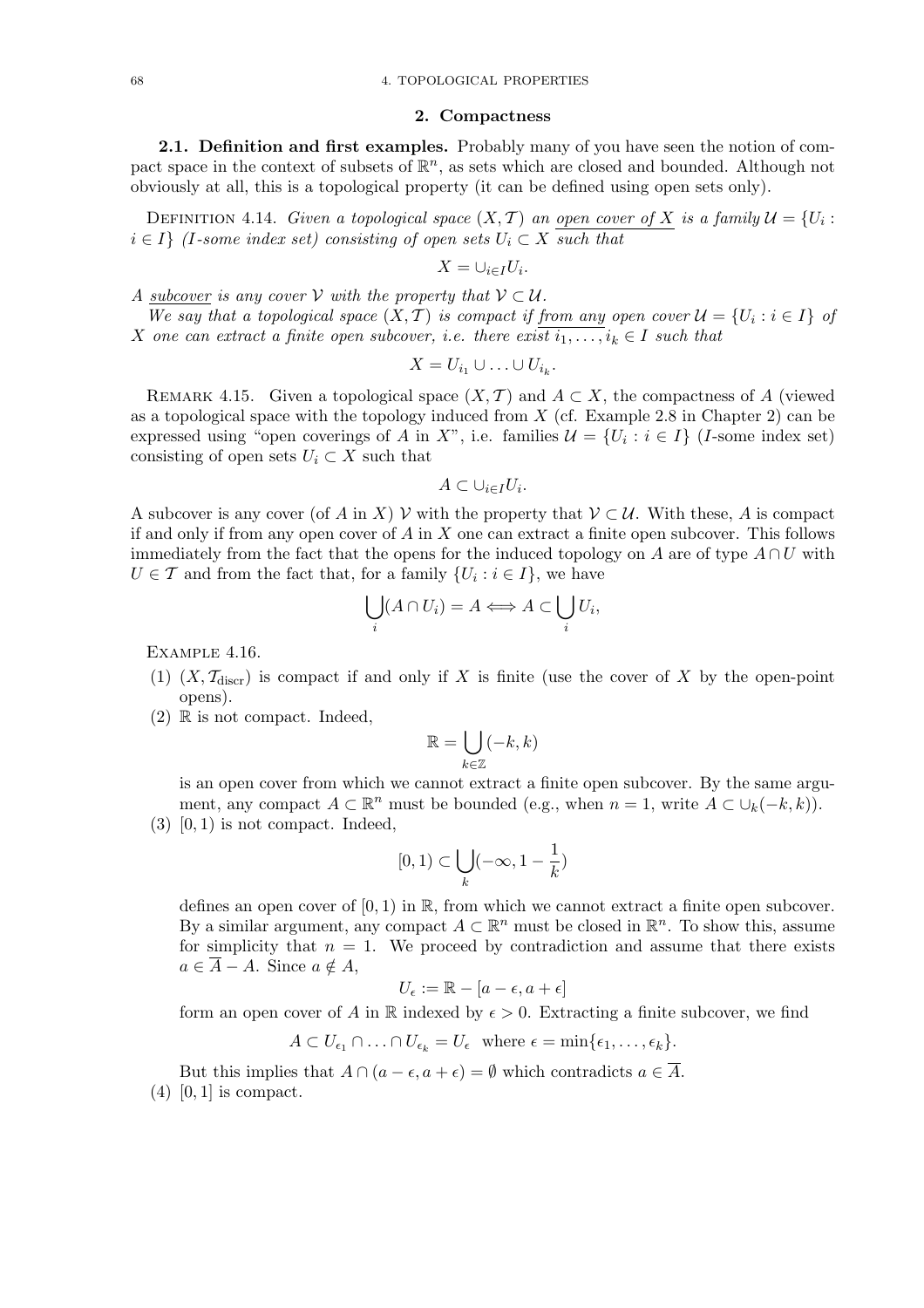## 2. Compactness

**2.1. Definition and first examples.** Probably many of you have seen the notion of compact space in the context of subsets of $\mathbb{R}^n$, as sets which are closed and bounded. Although not obviously at all, this is a topological property (it can be defined using open sets only).

Definition 4.14. *Given a topological space $(X, \mathcal{T})$ an* <u>*open cover of X*</u> *is a family $\mathcal{U} = \{U_i : i \in I\}$ (I-some index set) consisting of open sets $U_i \subset X$ such that*

$$X = \cup_{i \in I} U_i.$$

*A* <u>*subcover*</u> *is any cover $\mathcal{V}$ with the property that $\mathcal{V} \subset \mathcal{U}$.*

*We say that a topological space $(X, \mathcal{T})$ is compact if* <u>*from any*</u> *open cover $\mathcal{U} = \{U_i : i \in I\}$ of $X$ one can extract a finite open subcover, i.e. there exist $i_1, \ldots, i_k \in I$ such that*

$$X = U_{i_1} \cup \ldots \cup U_{i_k}.$$

Remark 4.15. Given a topological space $(X, \mathcal{T})$ and $A \subset X$, the compactness of $A$ (viewed as a topological space with the topology induced from $X$ (cf. Example 2.8 in Chapter 2) can be expressed using "open coverings of $A$ in $X$", i.e. families $\mathcal{U} = \{U_i : i \in I\}$ ($I$-some index set) consisting of open sets $U_i \subset X$ such that

$$A \subset \cup_{i \in I} U_i.$$

A subcover is any cover (of $A$ in $X$) $\mathcal{V}$ with the property that $\mathcal{V} \subset \mathcal{U}$. With these, $A$ is compact if and only if from any open cover of $A$ in $X$ one can extract a finite open subcover. This follows immediately from the fact that the opens for the induced topology on $A$ are of type $A \cap U$ with $U \in \mathcal{T}$ and from the fact that, for a family $\{U_i : i \in I\}$, we have

$$\bigcup_i (A \cap U_i) = A \Longleftrightarrow A \subset \bigcup_i U_i,$$

Example 4.16.

1. $(X, \mathcal{T}_{\text{discr}})$ is compact if and only if $X$ is finite (use the cover of $X$ by the open-point opens).
2. $\mathbb{R}$ is not compact. Indeed,

   $$\mathbb{R} = \bigcup_{k \in \mathbb{Z}} (-k, k)$$

   is an open cover from which we cannot extract a finite open subcover. By the same argument, any compact $A \subset \mathbb{R}^n$ must be bounded (e.g., when $n = 1$, write $A \subset \cup_k (-k, k)$).
3. $[0, 1)$ is not compact. Indeed,

   $$[0, 1) \subset \bigcup_k (-\infty, 1 - \frac{1}{k})$$

   defines an open cover of $[0, 1)$ in $\mathbb{R}$, from which we cannot extract a finite open subcover. By a similar argument, any compact $A \subset \mathbb{R}^n$ must be closed in $\mathbb{R}^n$. To show this, assume for simplicity that $n = 1$. We proceed by contradiction and assume that there exists $a \in \overline{A} - A$. Since $a \notin A$,

   $$U_\epsilon := \mathbb{R} - [a - \epsilon, a + \epsilon]$$

   form an open cover of $A$ in $\mathbb{R}$ indexed by $\epsilon > 0$. Extracting a finite subcover, we find

   $$A \subset U_{\epsilon_1} \cap \ldots \cap U_{\epsilon_k} = U_\epsilon \quad \text{where } \epsilon = \min\{\epsilon_1, \ldots, \epsilon_k\}.$$

   But this implies that $A \cap (a - \epsilon, a + \epsilon) = \emptyset$ which contradicts $a \in \overline{A}$.
4. $[0, 1]$ is compact.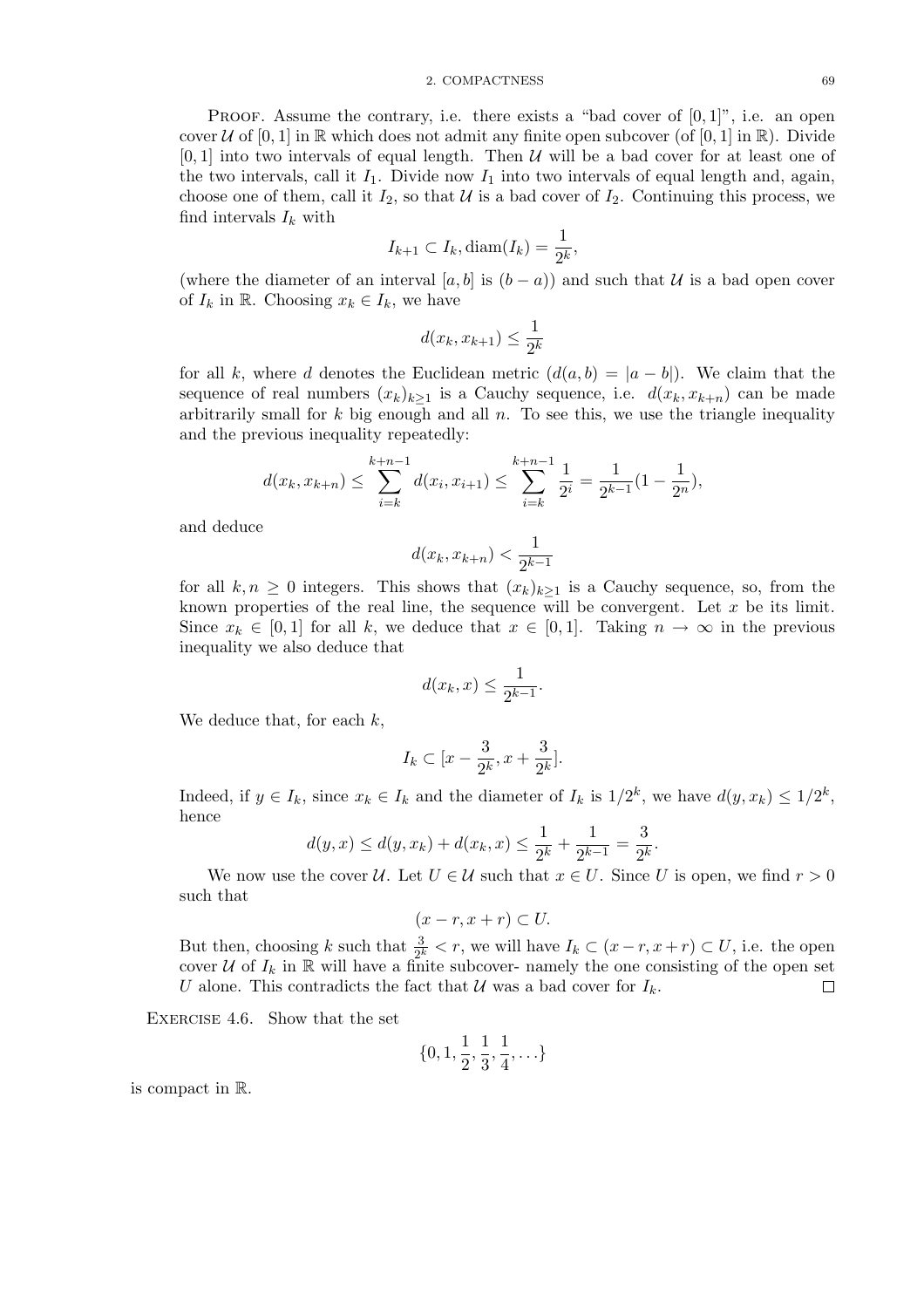PROOF. Assume the contrary, i.e. there exists a "bad cover of $[0,1]$", i.e. an open cover $\mathcal{U}$ of $[0,1]$ in $\mathbb{R}$ which does not admit any finite open subcover (of $[0,1]$ in $\mathbb{R}$). Divide $[0,1]$ into two intervals of equal length. Then $\mathcal{U}$ will be a bad cover for at least one of the two intervals, call it $I_1$. Divide now $I_1$ into two intervals of equal length and, again, choose one of them, call it $I_2$, so that $\mathcal{U}$ is a bad cover of $I_2$. Continuing this process, we find intervals $I_k$ with

$$I_{k+1} \subset I_k, \mathrm{diam}(I_k) = \frac{1}{2^k},$$

(where the diameter of an interval $[a,b]$ is $(b-a)$) and such that $\mathcal{U}$ is a bad open cover of $I_k$ in $\mathbb{R}$. Choosing $x_k \in I_k$, we have

$$d(x_k, x_{k+1}) \leq \frac{1}{2^k}$$

for all $k$, where $d$ denotes the Euclidean metric ($d(a,b) = |a-b|$). We claim that the sequence of real numbers $(x_k)_{k\geq 1}$ is a Cauchy sequence, i.e. $d(x_k, x_{k+n})$ can be made arbitrarily small for $k$ big enough and all $n$. To see this, we use the triangle inequality and the previous inequality repeatedly:

$$d(x_k, x_{k+n}) \leq \sum_{i=k}^{k+n-1} d(x_i, x_{i+1}) \leq \sum_{i=k}^{k+n-1} \frac{1}{2^i} = \frac{1}{2^{k-1}}(1 - \frac{1}{2^n}),$$

and deduce

$$d(x_k, x_{k+n}) < \frac{1}{2^{k-1}}$$

for all $k, n \geq 0$ integers. This shows that $(x_k)_{k\geq 1}$ is a Cauchy sequence, so, from the known properties of the real line, the sequence will be convergent. Let $x$ be its limit. Since $x_k \in [0,1]$ for all $k$, we deduce that $x \in [0,1]$. Taking $n \to \infty$ in the previous inequality we also deduce that

$$d(x_k, x) \leq \frac{1}{2^{k-1}}.$$

We deduce that, for each $k$,

$$I_k \subset [x - \frac{3}{2^k}, x + \frac{3}{2^k}].$$

Indeed, if $y \in I_k$, since $x_k \in I_k$ and the diameter of $I_k$ is $1/2^k$, we have $d(y, x_k) \leq 1/2^k$, hence

$$d(y,x) \leq d(y, x_k) + d(x_k, x) \leq \frac{1}{2^k} + \frac{1}{2^{k-1}} = \frac{3}{2^k}.$$

We now use the cover $\mathcal{U}$. Let $U \in \mathcal{U}$ such that $x \in U$. Since $U$ is open, we find $r > 0$ such that

$$(x - r, x + r) \subset U.$$

But then, choosing $k$ such that $\frac{3}{2^k} < r$, we will have $I_k \subset (x-r, x+r) \subset U$, i.e. the open cover $\mathcal{U}$ of $I_k$ in $\mathbb{R}$ will have a finite subcover- namely the one consisting of the open set $U$ alone. This contradicts the fact that $\mathcal{U}$ was a bad cover for $I_k$. $\square$

EXERCISE 4.6. Show that the set

$$\{0, 1, \frac{1}{2}, \frac{1}{3}, \frac{1}{4}, \ldots\}$$

is compact in $\mathbb{R}$.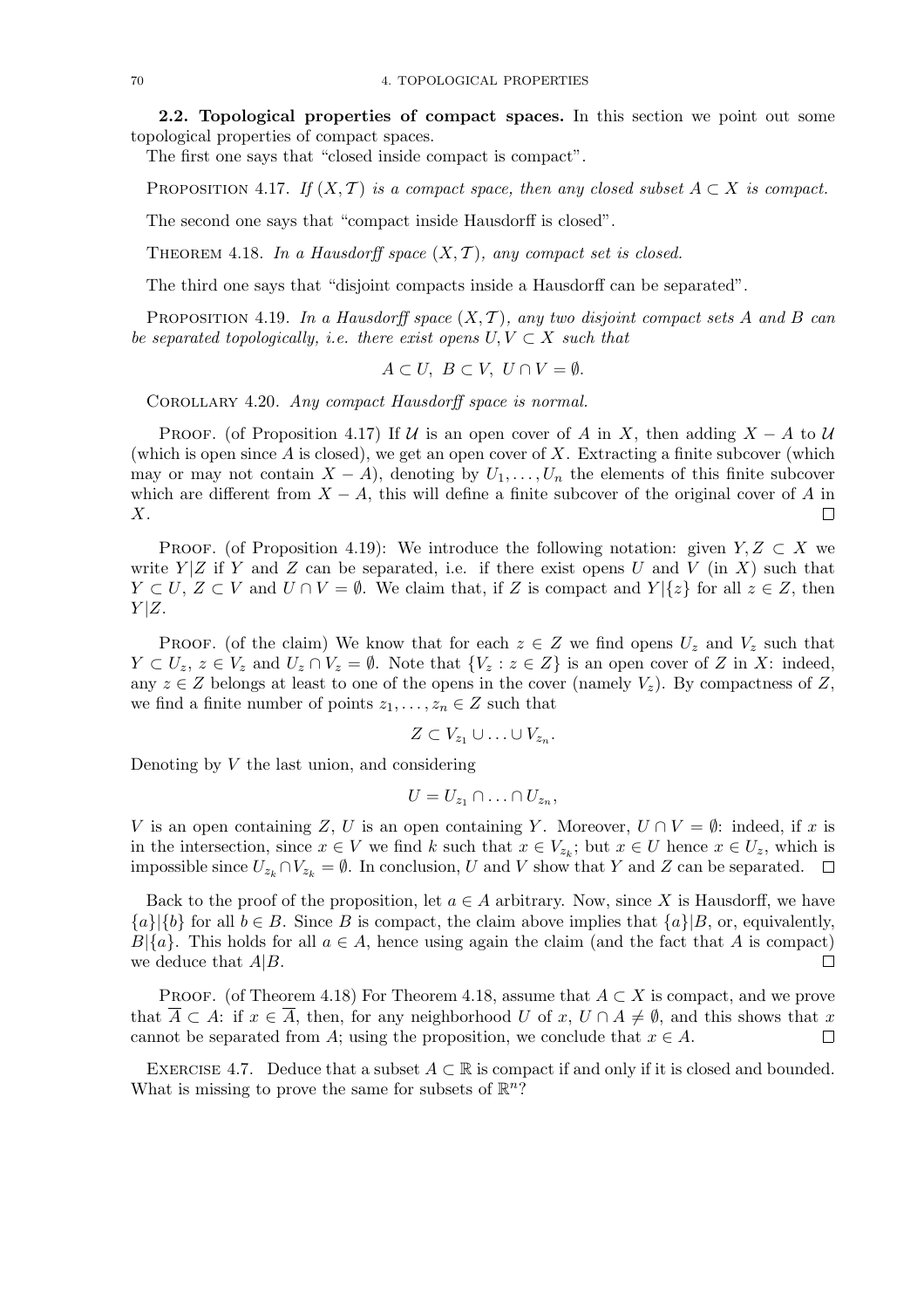**2.2. Topological properties of compact spaces.** In this section we point out some topological properties of compact spaces.

The first one says that "closed inside compact is compact".

PROPOSITION 4.17. *If $(X, \mathcal{T})$ is a compact space, then any closed subset $A \subset X$ is compact.*

The second one says that "compact inside Hausdorff is closed".

THEOREM 4.18. *In a Hausdorff space $(X, \mathcal{T})$, any compact set is closed.*

The third one says that "disjoint compacts inside a Hausdorff can be separated".

PROPOSITION 4.19. *In a Hausdorff space $(X, \mathcal{T})$, any two disjoint compact sets $A$ and $B$ can be separated topologically, i.e. there exist opens $U, V \subset X$ such that*

$$A \subset U, \ B \subset V, \ U \cap V = \emptyset.$$

COROLLARY 4.20. *Any compact Hausdorff space is normal.*

PROOF. (of Proposition 4.17) If $\mathcal{U}$ is an open cover of $A$ in $X$, then adding $X - A$ to $\mathcal{U}$ (which is open since $A$ is closed), we get an open cover of $X$. Extracting a finite subcover (which may or may not contain $X - A$), denoting by $U_1, \ldots, U_n$ the elements of this finite subcover which are different from $X - A$, this will define a finite subcover of the original cover of $A$ in $X$. $\square$

PROOF. (of Proposition 4.19): We introduce the following notation: given $Y, Z \subset X$ we write $Y|Z$ if $Y$ and $Z$ can be separated, i.e. if there exist opens $U$ and $V$ (in $X$) such that $Y \subset U$, $Z \subset V$ and $U \cap V = \emptyset$. We claim that, if $Z$ is compact and $Y|\{z\}$ for all $z \in Z$, then $Y|Z$.

PROOF. (of the claim) We know that for each $z \in Z$ we find opens $U_z$ and $V_z$ such that $Y \subset U_z$, $z \in V_z$ and $U_z \cap V_z = \emptyset$. Note that $\{V_z : z \in Z\}$ is an open cover of $Z$ in $X$: indeed, any $z \in Z$ belongs at least to one of the opens in the cover (namely $V_z$). By compactness of $Z$, we find a finite number of points $z_1, \ldots, z_n \in Z$ such that

$$Z \subset V_{z_1} \cup \ldots \cup V_{z_n}.$$

Denoting by $V$ the last union, and considering

$$U = U_{z_1} \cap \ldots \cap U_{z_n},$$

$V$ is an open containing $Z$, $U$ is an open containing $Y$. Moreover, $U \cap V = \emptyset$: indeed, if $x$ is in the intersection, since $x \in V$ we find $k$ such that $x \in V_{z_k}$; but $x \in U$ hence $x \in U_z$, which is impossible since $U_{z_k} \cap V_{z_k} = \emptyset$. In conclusion, $U$ and $V$ show that $Y$ and $Z$ can be separated. $\square$

Back to the proof of the proposition, let $a \in A$ arbitrary. Now, since $X$ is Hausdorff, we have $\{a\}|\{b\}$ for all $b \in B$. Since $B$ is compact, the claim above implies that $\{a\}|B$, or, equivalently, $B|\{a\}$. This holds for all $a \in A$, hence using again the claim (and the fact that $A$ is compact) we deduce that $A|B$. $\square$

PROOF. (of Theorem 4.18) For Theorem 4.18, assume that $A \subset X$ is compact, and we prove that $\overline{A} \subset A$: if $x \in \overline{A}$, then, for any neighborhood $U$ of $x$, $U \cap A \neq \emptyset$, and this shows that $x$ cannot be separated from $A$; using the proposition, we conclude that $x \in A$. $\square$

EXERCISE 4.7. Deduce that a subset $A \subset \mathbb{R}$ is compact if and only if it is closed and bounded. What is missing to prove the same for subsets of $\mathbb{R}^n$?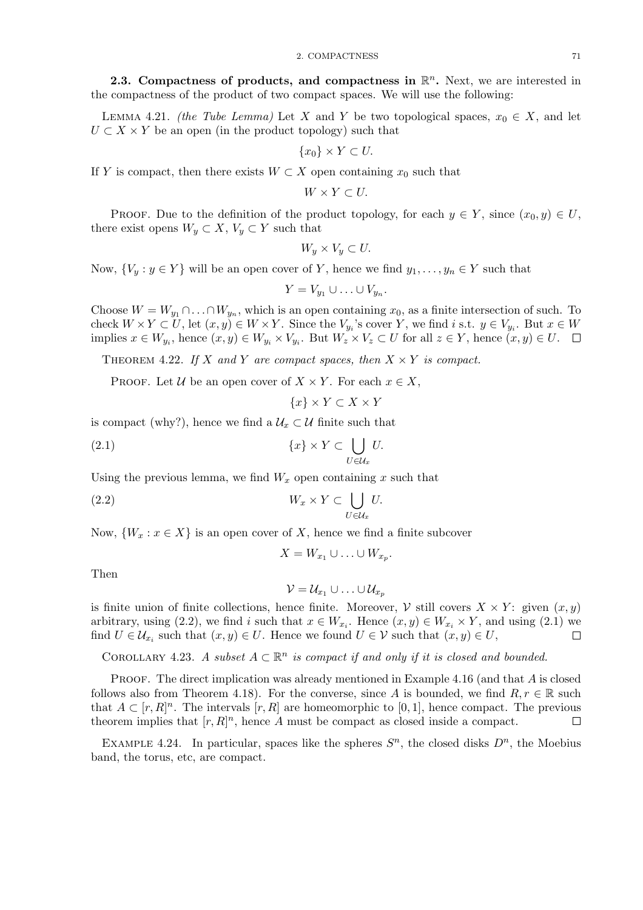**2.3. Compactness of products, and compactness in $\mathbb{R}^n$.** Next, we are interested in the compactness of the product of two compact spaces. We will use the following:

Lemma 4.21. *(the Tube Lemma) Let $X$ and $Y$ be two topological spaces, $x_0 \in X$, and let $U \subset X \times Y$ be an open (in the product topology) such that*

$$\{x_0\} \times Y \subset U.$$

*If $Y$ is compact, then there exists $W \subset X$ open containing $x_0$ such that*

$$W \times Y \subset U.$$

Proof. Due to the definition of the product topology, for each $y \in Y$, since $(x_0, y) \in U$, there exist opens $W_y \subset X$, $V_y \subset Y$ such that

$$W_y \times V_y \subset U.$$

Now, $\{V_y : y \in Y\}$ will be an open cover of $Y$, hence we find $y_1, \ldots, y_n \in Y$ such that

$$Y = V_{y_1} \cup \ldots \cup V_{y_n}.$$

Choose $W = W_{y_1} \cap \ldots \cap W_{y_n}$, which is an open containing $x_0$, as a finite intersection of such. To check $W \times Y \subset U$, let $(x, y) \in W \times Y$. Since the $V_{y_i}$'s cover $Y$, we find $i$ s.t. $y \in V_{y_i}$. But $x \in W$ implies $x \in W_{y_i}$, hence $(x, y) \in W_{y_i} \times V_{y_i}$. But $W_z \times V_z \subset U$ for all $z \in Y$, hence $(x, y) \in U$. $\square$

Theorem 4.22. *If $X$ and $Y$ are compact spaces, then $X \times Y$ is compact.*

Proof. Let $\mathcal{U}$ be an open cover of $X \times Y$. For each $x \in X$,

$$\{x\} \times Y \subset X \times Y$$

is compact (why?), hence we find a $\mathcal{U}_x \subset \mathcal{U}$ finite such that

$$\{x\} \times Y \subset \bigcup_{U \in \mathcal{U}_x} U. \tag{2.1}$$

Using the previous lemma, we find $W_x$ open containing $x$ such that

$$W_x \times Y \subset \bigcup_{U \in \mathcal{U}_x} U. \tag{2.2}$$

Now, $\{W_x : x \in X\}$ is an open cover of $X$, hence we find a finite subcover

$$X = W_{x_1} \cup \ldots \cup W_{x_p}.$$

Then

$$\mathcal{V} = \mathcal{U}_{x_1} \cup \ldots \cup \mathcal{U}_{x_p}$$

is finite union of finite collections, hence finite. Moreover, $\mathcal{V}$ still covers $X \times Y$: given $(x, y)$ arbitrary, using (2.2), we find $i$ such that $x \in W_{x_i}$. Hence $(x, y) \in W_{x_i} \times Y$, and using (2.1) we find $U \in \mathcal{U}_{x_i}$ such that $(x, y) \in U$. Hence we found $U \in \mathcal{V}$ such that $(x, y) \in U$, $\square$

Corollary 4.23. *A subset $A \subset \mathbb{R}^n$ is compact if and only if it is closed and bounded.*

Proof. The direct implication was already mentioned in Example 4.16 (and that $A$ is closed follows also from Theorem 4.18). For the converse, since $A$ is bounded, we find $R, r \in \mathbb{R}$ such that $A \subset [r, R]^n$. The intervals $[r, R]$ are homeomorphic to $[0, 1]$, hence compact. The previous theorem implies that $[r, R]^n$, hence $A$ must be compact as closed inside a compact. $\square$

Example 4.24. In particular, spaces like the spheres $S^n$, the closed disks $D^n$, the Moebius band, the torus, etc, are compact.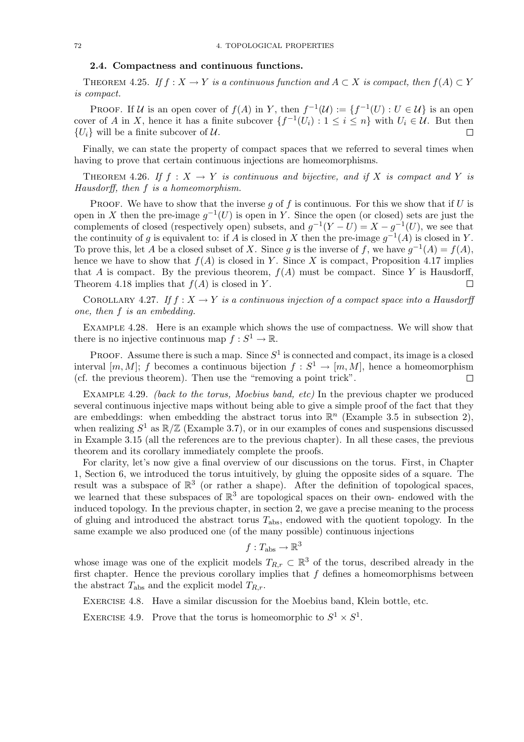### 2.4. Compactness and continuous functions.

Theorem 4.25. *If $f : X \to Y$ is a continuous function and $A \subset X$ is compact, then $f(A) \subset Y$ is compact.*

Proof. If $\mathcal{U}$ is an open cover of $f(A)$ in $Y$, then $f^{-1}(\mathcal{U}) := \{f^{-1}(U) : U \in \mathcal{U}\}$ is an open cover of $A$ in $X$, hence it has a finite subcover $\{f^{-1}(U_i) : 1 \leq i \leq n\}$ with $U_i \in \mathcal{U}$. But then $\{U_i\}$ will be a finite subcover of $\mathcal{U}$. □

Finally, we can state the property of compact spaces that we referred to several times when having to prove that certain continuous injections are homeomorphisms.

Theorem 4.26. *If $f : X \to Y$ is continuous and bijective, and if $X$ is compact and $Y$ is Hausdorff, then $f$ is a homeomorphism.*

Proof. We have to show that the inverse $g$ of $f$ is continuous. For this we show that if $U$ is open in $X$ then the pre-image $g^{-1}(U)$ is open in $Y$. Since the open (or closed) sets are just the complements of closed (respectively open) subsets, and $g^{-1}(Y - U) = X - g^{-1}(U)$, we see that the continuity of $g$ is equivalent to: if $A$ is closed in $X$ then the pre-image $g^{-1}(A)$ is closed in $Y$. To prove this, let $A$ be a closed subset of $X$. Since $g$ is the inverse of $f$, we have $g^{-1}(A) = f(A)$, hence we have to show that $f(A)$ is closed in $Y$. Since $X$ is compact, Proposition 4.17 implies that $A$ is compact. By the previous theorem, $f(A)$ must be compact. Since $Y$ is Hausdorff, Theorem 4.18 implies that $f(A)$ is closed in $Y$. □

Corollary 4.27. *If $f : X \to Y$ is a continuous injection of a compact space into a Hausdorff one, then $f$ is an embedding.*

Example 4.28. Here is an example which shows the use of compactness. We will show that there is no injective continuous map $f : S^1 \to \mathbb{R}$.

Proof. Assume there is such a map. Since $S^1$ is connected and compact, its image is a closed interval $[m, M]$; $f$ becomes a continuous bijection $f : S^1 \to [m, M]$, hence a homeomorphism (cf. the previous theorem). Then use the "removing a point trick". □

Example 4.29. *(back to the torus, Moebius band, etc)* In the previous chapter we produced several continuous injective maps without being able to give a simple proof of the fact that they are embeddings: when embedding the abstract torus into $\mathbb{R}^n$ (Example 3.5 in subsection 2), when realizing $S^1$ as $\mathbb{R}/\mathbb{Z}$ (Example 3.7), or in our examples of cones and suspensions discussed in Example 3.15 (all the references are to the previous chapter). In all these cases, the previous theorem and its corollary immediately complete the proofs.

For clarity, let's now give a final overview of our discussions on the torus. First, in Chapter 1, Section 6, we introduced the torus intuitively, by gluing the opposite sides of a square. The result was a subspace of $\mathbb{R}^3$ (or rather a shape). After the definition of topological spaces, we learned that these subspaces of $\mathbb{R}^3$ are topological spaces on their own- endowed with the induced topology. In the previous chapter, in section 2, we gave a precise meaning to the process of gluing and introduced the abstract torus $T_{\text{abs}}$, endowed with the quotient topology. In the same example we also produced one (of the many possible) continuous injections

$$f : T_{\text{abs}} \to \mathbb{R}^3$$

whose image was one of the explicit models $T_{R,r} \subset \mathbb{R}^3$ of the torus, described already in the first chapter. Hence the previous corollary implies that $f$ defines a homeomorphisms between the abstract $T_{\text{abs}}$ and the explicit model $T_{R,r}$.

Exercise 4.8. Have a similar discussion for the Moebius band, Klein bottle, etc.

Exercise 4.9. Prove that the torus is homeomorphic to $S^1 \times S^1$.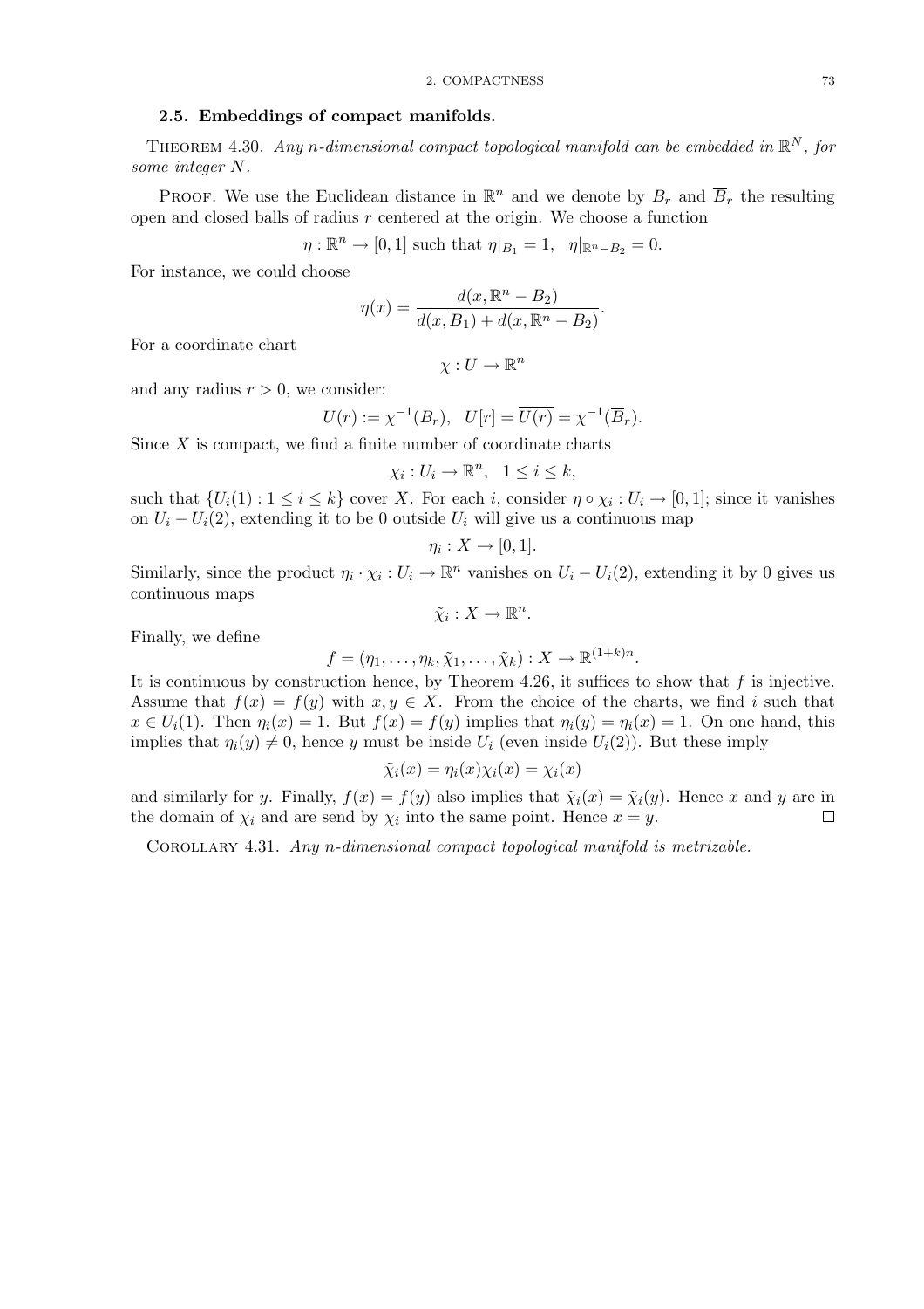### 2.5. Embeddings of compact manifolds.

THEOREM 4.30. *Any n-dimensional compact topological manifold can be embedded in $\mathbb{R}^N$, for some integer $N$.*

PROOF. We use the Euclidean distance in $\mathbb{R}^n$ and we denote by $B_r$ and $\overline{B}_r$ the resulting open and closed balls of radius $r$ centered at the origin. We choose a function

$$\eta : \mathbb{R}^n \to [0,1] \text{ such that } \eta|_{B_1} = 1, \quad \eta|_{\mathbb{R}^n - B_2} = 0.$$

For instance, we could choose

$$\eta(x) = \frac{d(x, \mathbb{R}^n - B_2)}{d(x, \overline{B}_1) + d(x, \mathbb{R}^n - B_2)}.$$

For a coordinate chart

$$\chi : U \to \mathbb{R}^n$$

and any radius $r > 0$, we consider:

$$U(r) := \chi^{-1}(B_r), \quad U[r] = \overline{U(r)} = \chi^{-1}(\overline{B}_r).$$

Since $X$ is compact, we find a finite number of coordinate charts

$$\chi_i : U_i \to \mathbb{R}^n, \quad 1 \leq i \leq k,$$

such that $\{U_i(1) : 1 \leq i \leq k\}$ cover $X$. For each $i$, consider $\eta \circ \chi_i : U_i \to [0,1]$; since it vanishes on $U_i - U_i(2)$, extending it to be 0 outside $U_i$ will give us a continuous map

$$\eta_i : X \to [0,1].$$

Similarly, since the product $\eta_i \cdot \chi_i : U_i \to \mathbb{R}^n$ vanishes on $U_i - U_i(2)$, extending it by 0 gives us continuous maps

$$\tilde{\chi}_i : X \to \mathbb{R}^n.$$

Finally, we define

$$f = (\eta_1, \ldots, \eta_k, \tilde{\chi}_1, \ldots, \tilde{\chi}_k) : X \to \mathbb{R}^{(1+k)n}.$$

It is continuous by construction hence, by Theorem 4.26, it suffices to show that $f$ is injective. Assume that $f(x) = f(y)$ with $x, y \in X$. From the choice of the charts, we find $i$ such that $x \in U_i(1)$. Then $\eta_i(x) = 1$. But $f(x) = f(y)$ implies that $\eta_i(y) = \eta_i(x) = 1$. On one hand, this implies that $\eta_i(y) \neq 0$, hence $y$ must be inside $U_i$ (even inside $U_i(2)$). But these imply

$$\tilde{\chi}_i(x) = \eta_i(x)\chi_i(x) = \chi_i(x)$$

and similarly for $y$. Finally, $f(x) = f(y)$ also implies that $\tilde{\chi}_i(x) = \tilde{\chi}_i(y)$. Hence $x$ and $y$ are in the domain of $\chi_i$ and are send by $\chi_i$ into the same point. Hence $x = y$. □

COROLLARY 4.31. *Any n-dimensional compact topological manifold is metrizable.*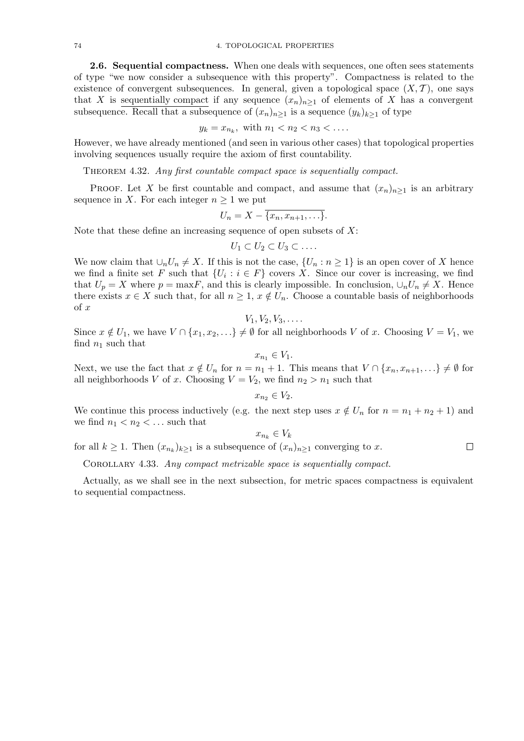**2.6. Sequential compactness.** When one deals with sequences, one often sees statements of type "we now consider a subsequence with this property". Compactness is related to the existence of convergent subsequences. In general, given a topological space $(X, \mathcal{T})$, one says that $X$ is <u>sequentially compact</u> if any sequence $(x_n)_{n\geq 1}$ of elements of $X$ has a convergent subsequence. Recall that a subsequence of $(x_n)_{n\geq 1}$ is a sequence $(y_k)_{k\geq 1}$ of type

$$y_k = x_{n_k}, \text{ with } n_1 < n_2 < n_3 < \ldots.$$

However, we have already mentioned (and seen in various other cases) that topological properties involving sequences usually require the axiom of first countability.

THEOREM 4.32. *Any first countable compact space is sequentially compact.*

PROOF. Let $X$ be first countable and compact, and assume that $(x_n)_{n\geq 1}$ is an arbitrary sequence in $X$. For each integer $n \geq 1$ we put

$$U_n = X - \overline{\{x_n, x_{n+1}, \ldots\}}.$$

Note that these define an increasing sequence of open subsets of $X$:

$$U_1 \subset U_2 \subset U_3 \subset \ldots.$$

We now claim that $\cup_n U_n \neq X$. If this is not the case, $\{U_n : n \geq 1\}$ is an open cover of $X$ hence we find a finite set $F$ such that $\{U_i : i \in F\}$ covers $X$. Since our cover is increasing, we find that $U_p = X$ where $p = \max F$, and this is clearly impossible. In conclusion, $\cup_n U_n \neq X$. Hence there exists $x \in X$ such that, for all $n \geq 1$, $x \notin U_n$. Choose a countable basis of neighborhoods of $x$

$$V_1, V_2, V_3, \ldots.$$

Since $x \notin U_1$, we have $V \cap \{x_1, x_2, \ldots\} \neq \emptyset$ for all neighborhoods $V$ of $x$. Choosing $V = V_1$, we find $n_1$ such that

$$x_{n_1} \in V_1.$$

Next, we use the fact that $x \notin U_n$ for $n = n_1 + 1$. This means that $V \cap \{x_n, x_{n+1}, \ldots\} \neq \emptyset$ for all neighborhoods $V$ of $x$. Choosing $V = V_2$, we find $n_2 > n_1$ such that

$$x_{n_2} \in V_2.$$

We continue this process inductively (e.g. the next step uses $x \notin U_n$ for $n = n_1 + n_2 + 1$) and we find $n_1 < n_2 < \ldots$ such that

$$x_{n_k} \in V_k$$

for all $k \geq 1$. Then $(x_{n_k})_{k\geq 1}$ is a subsequence of $(x_n)_{n\geq 1}$ converging to $x$. ∎

COROLLARY 4.33. *Any compact metrizable space is sequentially compact.*

Actually, as we shall see in the next subsection, for metric spaces compactness is equivalent to sequential compactness.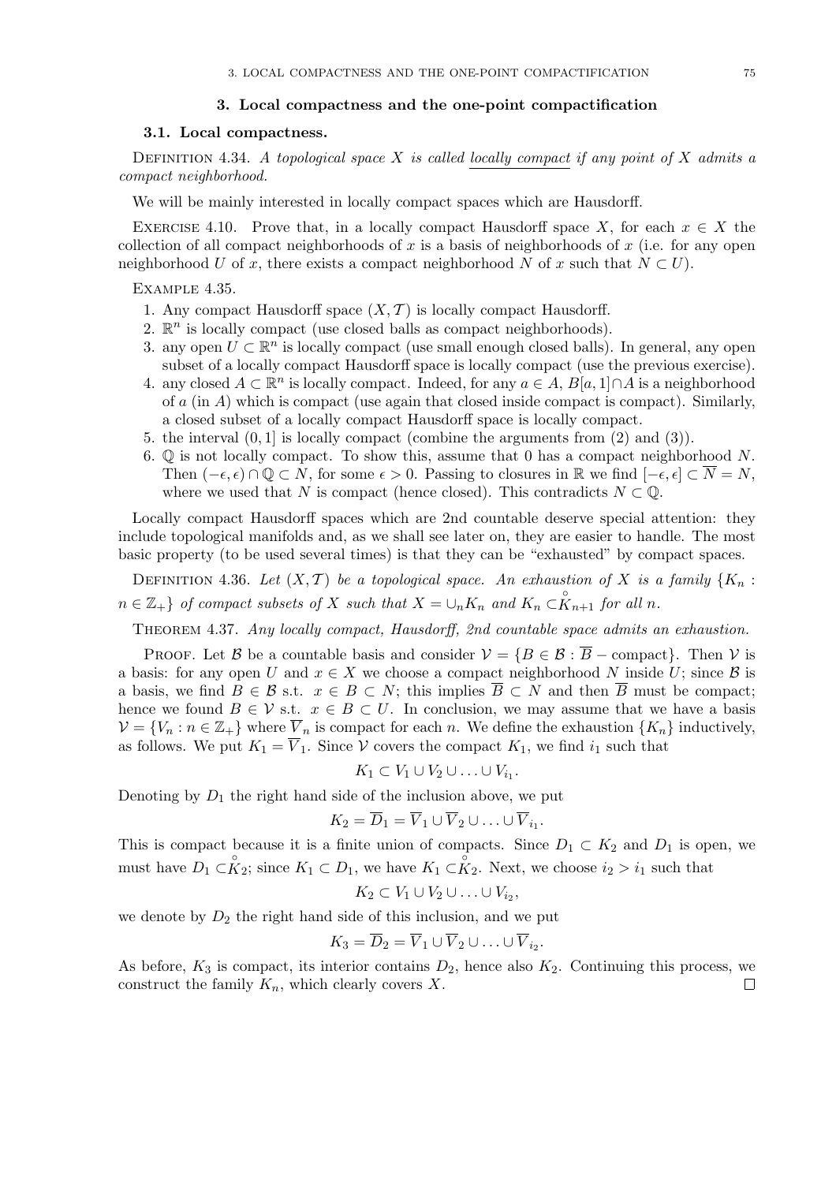## 3. Local compactness and the one-point compactification

### 3.1. Local compactness.

DEFINITION 4.34. *A topological space $X$ is called* <u>locally compact</u> *if any point of $X$ admits a compact neighborhood.*

We will be mainly interested in locally compact spaces which are Hausdorff.

EXERCISE 4.10. Prove that, in a locally compact Hausdorff space $X$, for each $x \in X$ the collection of all compact neighborhoods of $x$ is a basis of neighborhoods of $x$ (i.e. for any open neighborhood $U$ of $x$, there exists a compact neighborhood $N$ of $x$ such that $N \subset U$).

EXAMPLE 4.35.

1. Any compact Hausdorff space $(X, \mathcal{T})$ is locally compact Hausdorff.
2. $\mathbb{R}^n$ is locally compact (use closed balls as compact neighborhoods).
3. any open $U \subset \mathbb{R}^n$ is locally compact (use small enough closed balls). In general, any open subset of a locally compact Hausdorff space is locally compact (use the previous exercise).
4. any closed $A \subset \mathbb{R}^n$ is locally compact. Indeed, for any $a \in A$, $B[a, 1] \cap A$ is a neighborhood of $a$ (in $A$) which is compact (use again that closed inside compact is compact). Similarly, a closed subset of a locally compact Hausdorff space is locally compact.
5. the interval $(0, 1]$ is locally compact (combine the arguments from (2) and (3)).
6. $\mathbb{Q}$ is not locally compact. To show this, assume that 0 has a compact neighborhood $N$. Then $(-\epsilon, \epsilon) \cap \mathbb{Q} \subset N$, for some $\epsilon > 0$. Passing to closures in $\mathbb{R}$ we find $[-\epsilon, \epsilon] \subset \overline{N} = N$, where we used that $N$ is compact (hence closed). This contradicts $N \subset \mathbb{Q}$.

Locally compact Hausdorff spaces which are 2nd countable deserve special attention: they include topological manifolds and, as we shall see later on, they are easier to handle. The most basic property (to be used several times) is that they can be "exhausted" by compact spaces.

DEFINITION 4.36. *Let $(X, \mathcal{T})$ be a topological space. An exhaustion of $X$ is a family $\{K_n : n \in \mathbb{Z}_+\}$ of compact subsets of $X$ such that $X = \cup_n K_n$ and $K_n \subset \overset{\circ}{K}_{n+1}$ for all $n$.*

THEOREM 4.37. *Any locally compact, Hausdorff, 2nd countable space admits an exhaustion.*

PROOF. Let $\mathcal{B}$ be a countable basis and consider $\mathcal{V} = \{B \in \mathcal{B} : \overline{B} - \text{compact}\}$. Then $\mathcal{V}$ is a basis: for any open $U$ and $x \in X$ we choose a compact neighborhood $N$ inside $U$; since $\mathcal{B}$ is a basis, we find $B \in \mathcal{B}$ s.t. $x \in B \subset N$; this implies $\overline{B} \subset N$ and then $\overline{B}$ must be compact; hence we found $B \in \mathcal{V}$ s.t. $x \in B \subset U$. In conclusion, we may assume that we have a basis $\mathcal{V} = \{V_n : n \in \mathbb{Z}_+\}$ where $\overline{V}_n$ is compact for each $n$. We define the exhaustion $\{K_n\}$ inductively, as follows. We put $K_1 = \overline{V}_1$. Since $\mathcal{V}$ covers the compact $K_1$, we find $i_1$ such that

$$K_1 \subset V_1 \cup V_2 \cup \ldots \cup V_{i_1}.$$

Denoting by $D_1$ the right hand side of the inclusion above, we put

$$K_2 = \overline{D}_1 = \overline{V}_1 \cup \overline{V}_2 \cup \ldots \cup \overline{V}_{i_1}.$$

This is compact because it is a finite union of compacts. Since $D_1 \subset K_2$ and $D_1$ is open, we must have $D_1 \subset \overset{\circ}{K}_2$; since $K_1 \subset D_1$, we have $K_1 \subset \overset{\circ}{K}_2$. Next, we choose $i_2 > i_1$ such that

$$K_2 \subset V_1 \cup V_2 \cup \ldots \cup V_{i_2},$$

we denote by $D_2$ the right hand side of this inclusion, and we put

$$K_3 = \overline{D}_2 = \overline{V}_1 \cup \overline{V}_2 \cup \ldots \cup \overline{V}_{i_2}.$$

As before, $K_3$ is compact, its interior contains $D_2$, hence also $K_2$. Continuing this process, we construct the family $K_n$, which clearly covers $X$. $\square$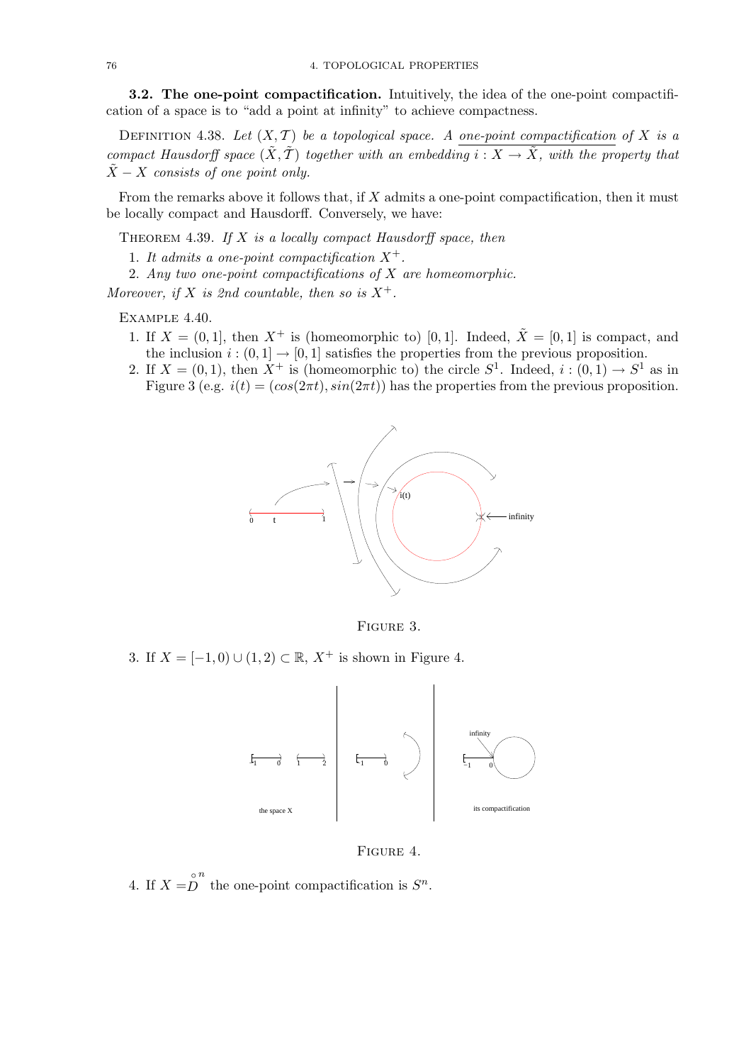**3.2. The one-point compactification.** Intuitively, the idea of the one-point compactification of a space is to "add a point at infinity" to achieve compactness.

Definition 4.38. *Let $(X, \mathcal{T})$ be a topological space. A* <u>*one-point compactification*</u> *of $X$ is a compact Hausdorff space $(\tilde{X}, \tilde{\mathcal{T}})$ together with an embedding $i : X \to \tilde{X}$, with the property that $\tilde{X} - X$ consists of one point only.*

From the remarks above it follows that, if $X$ admits a one-point compactification, then it must be locally compact and Hausdorff. Conversely, we have:

Theorem 4.39. *If $X$ is a locally compact Hausdorff space, then*

1. *It admits a one-point compactification $X^+$.*
2. *Any two one-point compactifications of $X$ are homeomorphic.*

*Moreover, if $X$ is 2nd countable, then so is $X^+$.*

Example 4.40.

1. If $X = (0, 1]$, then $X^+$ is (homeomorphic to) $[0, 1]$. Indeed, $\tilde{X} = [0, 1]$ is compact, and the inclusion $i : (0, 1] \to [0, 1]$ satisfies the properties from the previous proposition.
2. If $X = (0, 1)$, then $X^+$ is (homeomorphic to) the circle $S^1$. Indeed, $i : (0, 1) \to S^1$ as in Figure 3 (e.g. $i(t) = (cos(2\pi t), sin(2\pi t))$ has the properties from the previous proposition.

Figure 3.

3. If $X = [-1, 0) \cup (1, 2) \subset \mathbb{R}$, $X^+$ is shown in Figure 4.

Figure 4.

4. If $X = \overset{\circ}{D}{}^n$ the one-point compactification is $S^n$.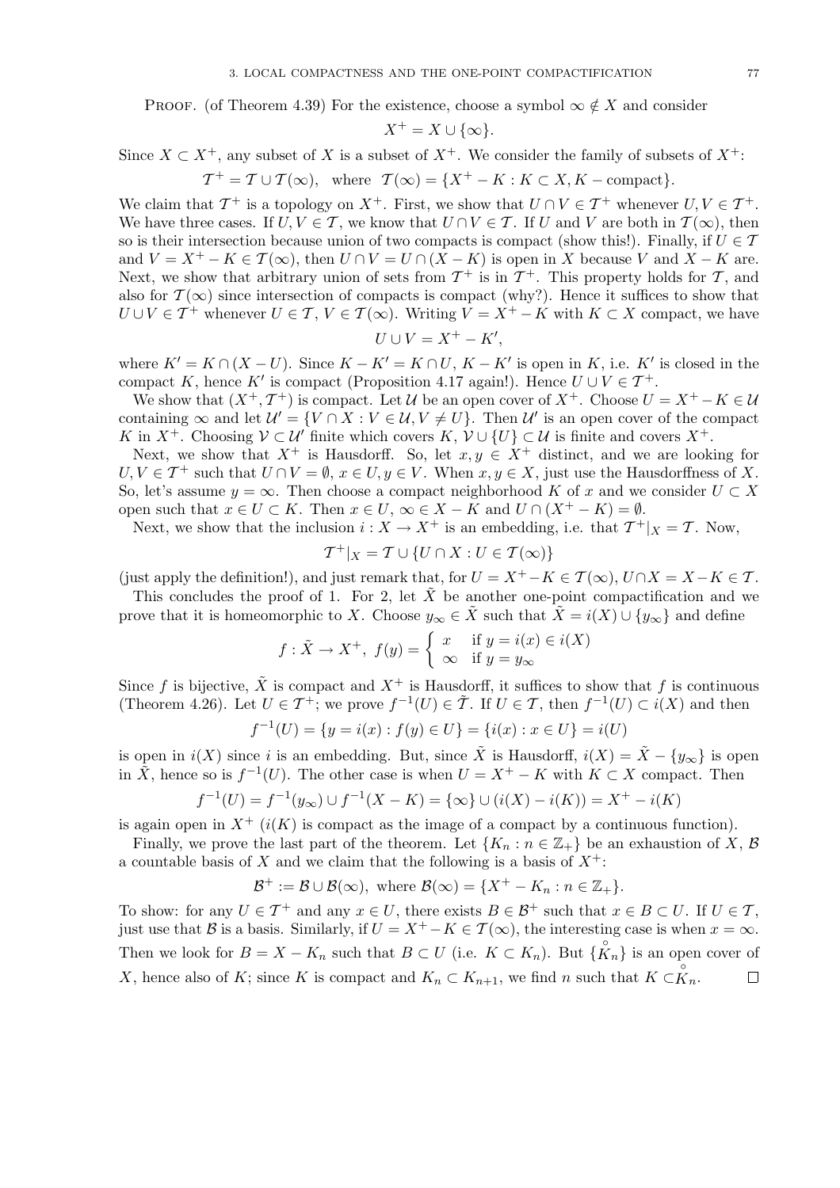PROOF. (of Theorem 4.39) For the existence, choose a symbol $\infty \notin X$ and consider

$$X^+ = X \cup \{\infty\}.$$

Since $X \subset X^+$, any subset of $X$ is a subset of $X^+$. We consider the family of subsets of $X^+$:

$$\mathcal{T}^+ = \mathcal{T} \cup \mathcal{T}(\infty), \quad \text{where} \quad \mathcal{T}(\infty) = \{X^+ - K : K \subset X, K - \text{compact}\}.$$

We claim that $\mathcal{T}^+$ is a topology on $X^+$. First, we show that $U \cap V \in \mathcal{T}^+$ whenever $U, V \in \mathcal{T}^+$. We have three cases. If $U, V \in \mathcal{T}$, we know that $U \cap V \in \mathcal{T}$. If $U$ and $V$ are both in $\mathcal{T}(\infty)$, then so is their intersection because union of two compacts is compact (show this!). Finally, if $U \in \mathcal{T}$ and $V = X^+ - K \in \mathcal{T}(\infty)$, then $U \cap V = U \cap (X - K)$ is open in $X$ because $V$ and $X - K$ are. Next, we show that arbitrary union of sets from $\mathcal{T}^+$ is in $\mathcal{T}^+$. This property holds for $\mathcal{T}$, and also for $\mathcal{T}(\infty)$ since intersection of compacts is compact (why?). Hence it suffices to show that $U \cup V \in \mathcal{T}^+$ whenever $U \in \mathcal{T}$, $V \in \mathcal{T}(\infty)$. Writing $V = X^+ - K$ with $K \subset X$ compact, we have

$$U \cup V = X^+ - K',$$

where $K' = K \cap (X - U)$. Since $K - K' = K \cap U$, $K - K'$ is open in $K$, i.e. $K'$ is closed in the compact $K$, hence $K'$ is compact (Proposition 4.17 again!). Hence $U \cup V \in \mathcal{T}^+$.

We show that $(X^+, \mathcal{T}^+)$ is compact. Let $\mathcal{U}$ be an open cover of $X^+$. Choose $U = X^+ - K \in \mathcal{U}$ containing $\infty$ and let $\mathcal{U}' = \{V \cap X : V \in \mathcal{U}, V \neq U\}$. Then $\mathcal{U}'$ is an open cover of the compact $K$ in $X^+$. Choosing $\mathcal{V} \subset \mathcal{U}'$ finite which covers $K$, $\mathcal{V} \cup \{U\} \subset \mathcal{U}$ is finite and covers $X^+$.

Next, we show that $X^+$ is Hausdorff. So, let $x, y \in X^+$ distinct, and we are looking for $U, V \in \mathcal{T}^+$ such that $U \cap V = \emptyset$, $x \in U, y \in V$. When $x, y \in X$, just use the Hausdorffness of $X$. So, let's assume $y = \infty$. Then choose a compact neighborhood $K$ of $x$ and we consider $U \subset X$ open such that $x \in U \subset K$. Then $x \in U$, $\infty \in X - K$ and $U \cap (X^+ - K) = \emptyset$.

Next, we show that the inclusion $i : X \to X^+$ is an embedding, i.e. that $\mathcal{T}^+|_X = \mathcal{T}$. Now,

$$\mathcal{T}^+|_X = \mathcal{T} \cup \{U \cap X : U \in \mathcal{T}(\infty)\}$$

(just apply the definition!), and just remark that, for $U = X^+ - K \in \mathcal{T}(\infty)$, $U \cap X = X - K \in \mathcal{T}$.

This concludes the proof of 1. For 2, let $\tilde{X}$ be another one-point compactification and we prove that it is homeomorphic to $X$. Choose $y_\infty \in \tilde{X}$ such that $\tilde{X} = i(X) \cup \{y_\infty\}$ and define

$$f : \tilde{X} \to X^+, \ f(y) = \begin{cases} x & \text{if } y = i(x) \in i(X) \\ \infty & \text{if } y = y_\infty \end{cases}$$

Since $f$ is bijective, $\tilde{X}$ is compact and $X^+$ is Hausdorff, it suffices to show that $f$ is continuous (Theorem 4.26). Let $U \in \mathcal{T}^+$; we prove $f^{-1}(U) \in \tilde{\mathcal{T}}$. If $U \in \mathcal{T}$, then $f^{-1}(U) \subset i(X)$ and then

$$f^{-1}(U) = \{y = i(x) : f(y) \in U\} = \{i(x) : x \in U\} = i(U)$$

is open in $i(X)$ since $i$ is an embedding. But, since $\tilde{X}$ is Hausdorff, $i(X) = \tilde{X} - \{y_\infty\}$ is open in $\tilde{X}$, hence so is $f^{-1}(U)$. The other case is when $U = X^+ - K$ with $K \subset X$ compact. Then

$$f^{-1}(U) = f^{-1}(y_\infty) \cup f^{-1}(X - K) = \{\infty\} \cup (i(X) - i(K)) = X^+ - i(K)$$

is again open in $X^+$ ($i(K)$ is compact as the image of a compact by a continuous function).

Finally, we prove the last part of the theorem. Let $\{K_n : n \in \mathbb{Z}_+\}$ be an exhaustion of $X$, $\mathcal{B}$ a countable basis of $X$ and we claim that the following is a basis of $X^+$:

$$\mathcal{B}^+ := \mathcal{B} \cup \mathcal{B}(\infty), \text{ where } \mathcal{B}(\infty) = \{X^+ - K_n : n \in \mathbb{Z}_+\}.$$

To show: for any $U \in \mathcal{T}^+$ and any $x \in U$, there exists $B \in \mathcal{B}^+$ such that $x \in B \subset U$. If $U \in \mathcal{T}$, just use that $\mathcal{B}$ is a basis. Similarly, if $U = X^+ - K \in \mathcal{T}(\infty)$, the interesting case is when $x = \infty$. Then we look for $B = X - K_n$ such that $B \subset U$ (i.e. $K \subset K_n$). But $\{\mathring{K}_n\}$ is an open cover of $X$, hence also of $K$; since $K$ is compact and $K_n \subset K_{n+1}$, we find $n$ such that $K \subset \mathring{K}_n$. $\square$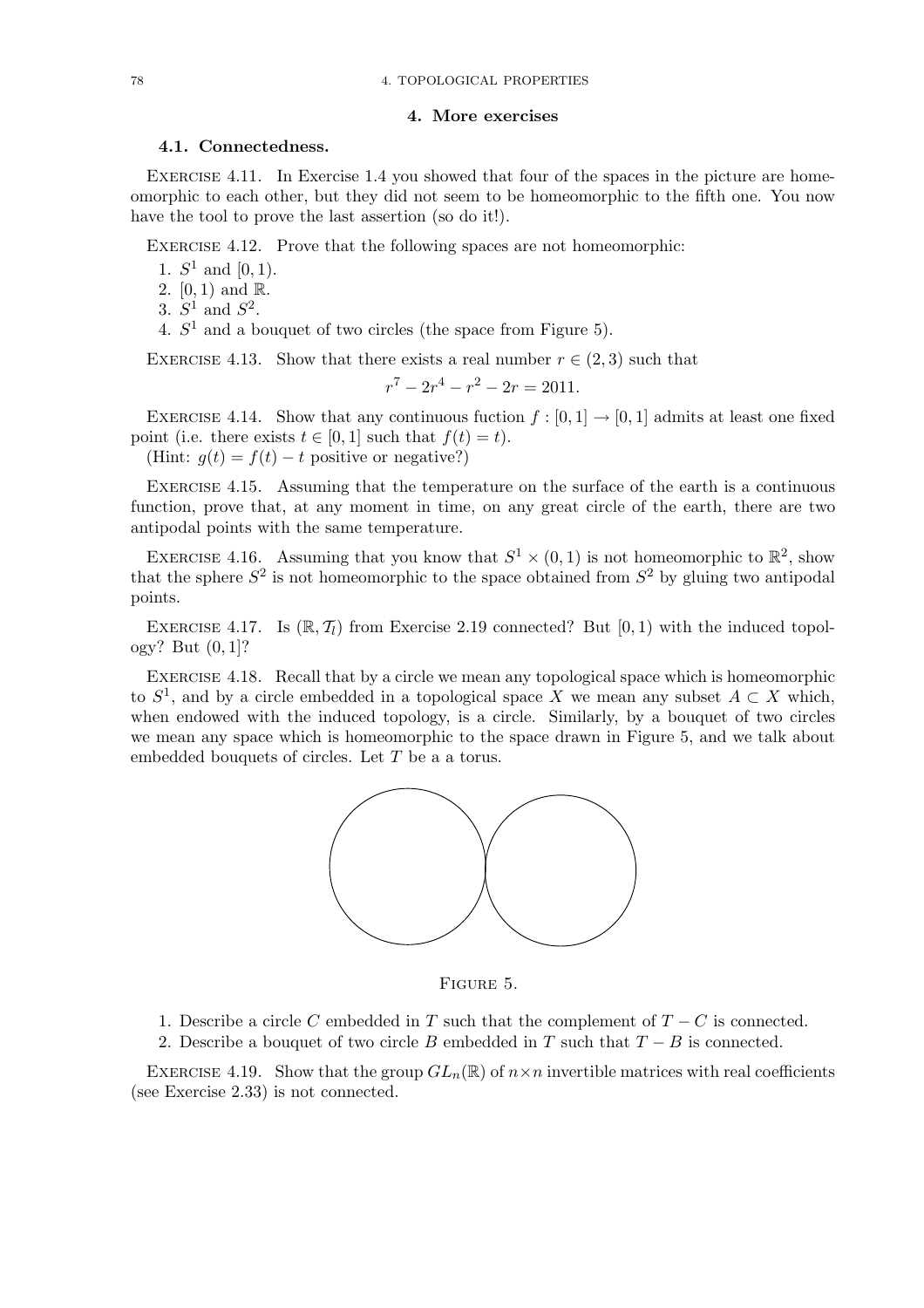## 4. More exercises

### 4.1. Connectedness.

Exercise 4.11. In Exercise 1.4 you showed that four of the spaces in the picture are homeomorphic to each other, but they did not seem to be homeomorphic to the fifth one. You now have the tool to prove the last assertion (so do it!).

Exercise 4.12. Prove that the following spaces are not homeomorphic:

1. $S^1$ and $[0, 1)$.
2. $[0, 1)$ and $\mathbb{R}$.
3. $S^1$ and $S^2$.
4. $S^1$ and a bouquet of two circles (the space from Figure 5).

Exercise 4.13. Show that there exists a real number $r \in (2, 3)$ such that

$$r^7 - 2r^4 - r^2 - 2r = 2011.$$

Exercise 4.14. Show that any continuous fuction $f : [0, 1] \to [0, 1]$ admits at least one fixed point (i.e. there exists $t \in [0, 1]$ such that $f(t) = t$).
(Hint: $g(t) = f(t) - t$ positive or negative?)

Exercise 4.15. Assuming that the temperature on the surface of the earth is a continuous function, prove that, at any moment in time, on any great circle of the earth, there are two antipodal points with the same temperature.

Exercise 4.16. Assuming that you know that $S^1 \times (0, 1)$ is not homeomorphic to $\mathbb{R}^2$, show that the sphere $S^2$ is not homeomorphic to the space obtained from $S^2$ by gluing two antipodal points.

Exercise 4.17. Is $(\mathbb{R}, \mathcal{T}_l)$ from Exercise 2.19 connected? But $[0, 1)$ with the induced topology? But $(0, 1]$?

Exercise 4.18. Recall that by a circle we mean any topological space which is homeomorphic to $S^1$, and by a circle embedded in a topological space $X$ we mean any subset $A \subset X$ which, when endowed with the induced topology, is a circle. Similarly, by a bouquet of two circles we mean any space which is homeomorphic to the space drawn in Figure 5, and we talk about embedded bouquets of circles. Let $T$ be a a torus.

Figure 5.

1. Describe a circle $C$ embedded in $T$ such that the complement of $T - C$ is connected.
2. Describe a bouquet of two circle $B$ embedded in $T$ such that $T - B$ is connected.

Exercise 4.19. Show that the group $GL_n(\mathbb{R})$ of $n \times n$ invertible matrices with real coefficients (see Exercise 2.33) is not connected.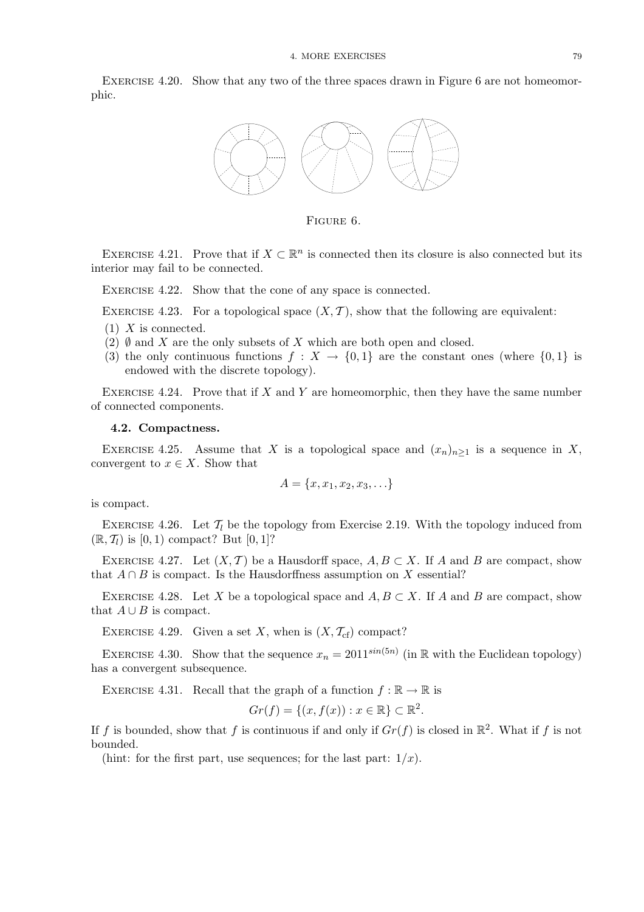Exercise 4.20. Show that any two of the three spaces drawn in Figure 6 are not homeomorphic.

Figure 6.

Exercise 4.21. Prove that if $X \subset \mathbb{R}^n$ is connected then its closure is also connected but its interior may fail to be connected.

Exercise 4.22. Show that the cone of any space is connected.

Exercise 4.23. For a topological space $(X, \mathcal{T})$, show that the following are equivalent:

(1) $X$ is connected.
(2) $\emptyset$ and $X$ are the only subsets of $X$ which are both open and closed.
(3) the only continuous functions $f : X \to \{0, 1\}$ are the constant ones (where $\{0, 1\}$ is endowed with the discrete topology).

Exercise 4.24. Prove that if $X$ and $Y$ are homeomorphic, then they have the same number of connected components.

### 4.2. Compactness.

Exercise 4.25. Assume that $X$ is a topological space and $(x_n)_{n\geq 1}$ is a sequence in $X$, convergent to $x \in X$. Show that

$$A = \{x, x_1, x_2, x_3, \ldots\}$$

is compact.

Exercise 4.26. Let $\mathcal{T}_l$ be the topology from Exercise 2.19. With the topology induced from $(\mathbb{R}, \mathcal{T}_l)$ is $[0, 1)$ compact? But $[0, 1]$?

Exercise 4.27. Let $(X, \mathcal{T})$ be a Hausdorff space, $A, B \subset X$. If $A$ and $B$ are compact, show that $A \cap B$ is compact. Is the Hausdorffness assumption on $X$ essential?

Exercise 4.28. Let $X$ be a topological space and $A, B \subset X$. If $A$ and $B$ are compact, show that $A \cup B$ is compact.

Exercise 4.29. Given a set $X$, when is $(X, \mathcal{T}_{\text{cf}})$ compact?

Exercise 4.30. Show that the sequence $x_n = 2011^{sin(5n)}$ (in $\mathbb{R}$ with the Euclidean topology) has a convergent subsequence.

Exercise 4.31. Recall that the graph of a function $f : \mathbb{R} \to \mathbb{R}$ is

$$Gr(f) = \{(x, f(x)) : x \in \mathbb{R}\} \subset \mathbb{R}^2.$$

If $f$ is bounded, show that $f$ is continuous if and only if $Gr(f)$ is closed in $\mathbb{R}^2$. What if $f$ is not bounded.

(hint: for the first part, use sequences; for the last part: $1/x$).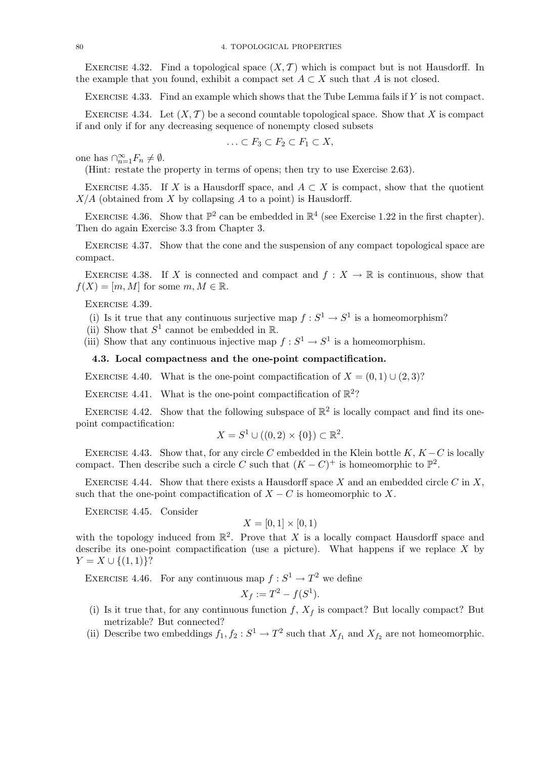Exercise 4.32. Find a topological space $(X, \mathcal{T})$ which is compact but is not Hausdorff. In the example that you found, exhibit a compact set $A \subset X$ such that $A$ is not closed.

Exercise 4.33. Find an example which shows that the Tube Lemma fails if $Y$ is not compact.

Exercise 4.34. Let $(X, \mathcal{T})$ be a second countable topological space. Show that $X$ is compact if and only if for any decreasing sequence of nonempty closed subsets

$$\ldots \subset F_3 \subset F_2 \subset F_1 \subset X,$$

one has $\cap_{n=1}^{\infty} F_n \neq \emptyset$.

(Hint: restate the property in terms of opens; then try to use Exercise 2.63).

Exercise 4.35. If $X$ is a Hausdorff space, and $A \subset X$ is compact, show that the quotient $X/A$ (obtained from $X$ by collapsing $A$ to a point) is Hausdorff.

Exercise 4.36. Show that $\mathbb{P}^2$ can be embedded in $\mathbb{R}^4$ (see Exercise 1.22 in the first chapter). Then do again Exercise 3.3 from Chapter 3.

Exercise 4.37. Show that the cone and the suspension of any compact topological space are compact.

Exercise 4.38. If $X$ is connected and compact and $f : X \to \mathbb{R}$ is continuous, show that $f(X) = [m, M]$ for some $m, M \in \mathbb{R}$.

Exercise 4.39.

(i) Is it true that any continuous surjective map $f : S^1 \to S^1$ is a homeomorphism?
(ii) Show that $S^1$ cannot be embedded in $\mathbb{R}$.
(iii) Show that any continuous injective map $f : S^1 \to S^1$ is a homeomorphism.

### 4.3. Local compactness and the one-point compactification.

Exercise 4.40. What is the one-point compactification of $X = (0, 1) \cup (2, 3)$?

Exercise 4.41. What is the one-point compactification of $\mathbb{R}^2$?

Exercise 4.42. Show that the following subspace of $\mathbb{R}^2$ is locally compact and find its one-point compactification:

$$X = S^1 \cup ((0, 2) \times \{0\}) \subset \mathbb{R}^2.$$

Exercise 4.43. Show that, for any circle $C$ embedded in the Klein bottle $K$, $K - C$ is locally compact. Then describe such a circle $C$ such that $(K - C)^+$ is homeomorphic to $\mathbb{P}^2$.

Exercise 4.44. Show that there exists a Hausdorff space $X$ and an embedded circle $C$ in $X$, such that the one-point compactification of $X - C$ is homeomorphic to $X$.

Exercise 4.45. Consider

$$X = [0, 1] \times [0, 1)$$

with the topology induced from $\mathbb{R}^2$. Prove that $X$ is a locally compact Hausdorff space and describe its one-point compactification (use a picture). What happens if we replace $X$ by $Y = X \cup \{(1, 1)\}$?

Exercise 4.46. For any continuous map $f : S^1 \to T^2$ we define

$$X_f := T^2 - f(S^1).$$

(i) Is it true that, for any continuous function $f$, $X_f$ is compact? But locally compact? But metrizable? But connected?
(ii) Describe two embeddings $f_1, f_2 : S^1 \to T^2$ such that $X_{f_1}$ and $X_{f_2}$ are not homeomorphic.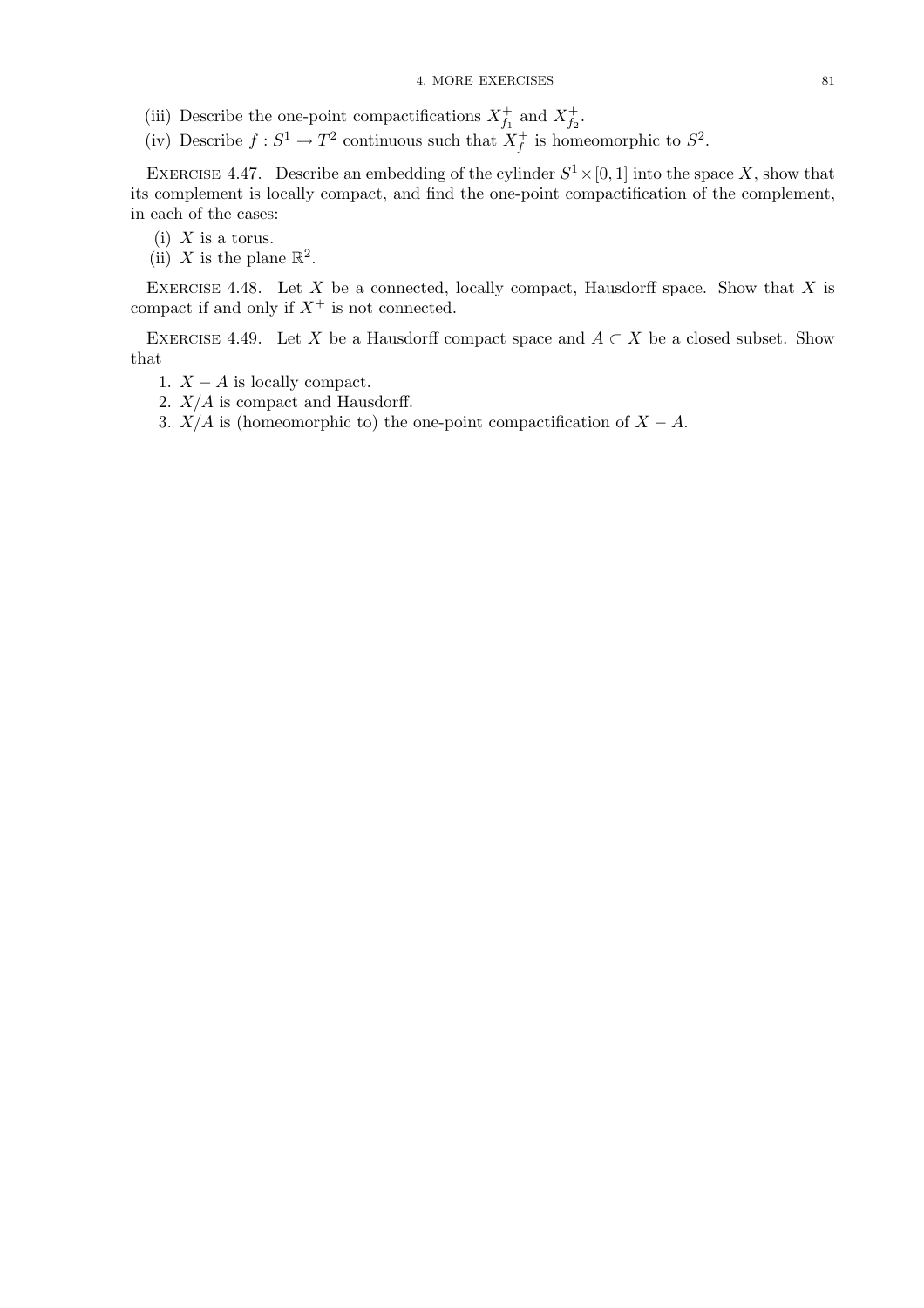(iii) Describe the one-point compactifications $X_{f_1}^+$ and $X_{f_2}^+$.

(iv) Describe $f : S^1 \to T^2$ continuous such that $X_f^+$ is homeomorphic to $S^2$.

Exercise 4.47. Describe an embedding of the cylinder $S^1 \times [0, 1]$ into the space $X$, show that its complement is locally compact, and find the one-point compactification of the complement, in each of the cases:

(i) $X$ is a torus.

(ii) $X$ is the plane $\mathbb{R}^2$.

Exercise 4.48. Let $X$ be a connected, locally compact, Hausdorff space. Show that $X$ is compact if and only if $X^+$ is not connected.

Exercise 4.49. Let $X$ be a Hausdorff compact space and $A \subset X$ be a closed subset. Show that

1. $X - A$ is locally compact.
2. $X/A$ is compact and Hausdorff.
3. $X/A$ is (homeomorphic to) the one-point compactification of $X - A$.